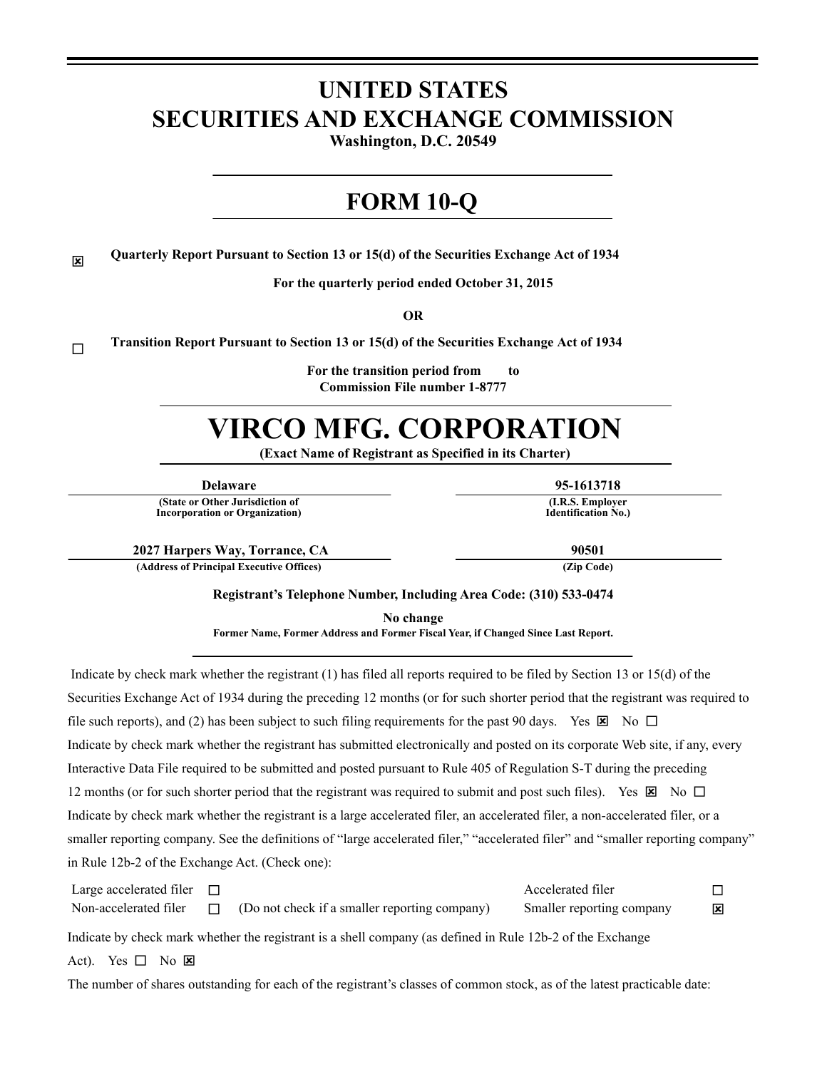# UNITED STATES
# SECURITIES AND EXCHANGE COMMISSION

**Washington, D.C. 20549**

# FORM 10-Q

☒ **Quarterly Report Pursuant to Section 13 or 15(d) of the Securities Exchange Act of 1934**

**For the quarterly period ended October 31, 2015**

**OR**

☐ **Transition Report Pursuant to Section 13 or 15(d) of the Securities Exchange Act of 1934**

**For the transition period from to**
**Commission File number 1-8777**

# VIRCO MFG. CORPORATION

**(Exact Name of Registrant as Specified in its Charter)**

| **Delaware** | **95-1613718** |
|---|---|
| **(State or Other Jurisdiction of Incorporation or Organization)** | **(I.R.S. Employer Identification No.)** |
| **2027 Harpers Way, Torrance, CA** | **90501** |
| **(Address of Principal Executive Offices)** | **(Zip Code)** |

**Registrant's Telephone Number, Including Area Code: (310) 533-0474**

**No change**
**Former Name, Former Address and Former Fiscal Year, if Changed Since Last Report.**

Indicate by check mark whether the registrant (1) has filed all reports required to be filed by Section 13 or 15(d) of the Securities Exchange Act of 1934 during the preceding 12 months (or for such shorter period that the registrant was required to file such reports), and (2) has been subject to such filing requirements for the past 90 days. Yes ☒ No ☐

Indicate by check mark whether the registrant has submitted electronically and posted on its corporate Web site, if any, every Interactive Data File required to be submitted and posted pursuant to Rule 405 of Regulation S-T during the preceding 12 months (or for such shorter period that the registrant was required to submit and post such files). Yes ☒ No ☐

Indicate by check mark whether the registrant is a large accelerated filer, an accelerated filer, a non-accelerated filer, or a smaller reporting company. See the definitions of "large accelerated filer," "accelerated filer" and "smaller reporting company" in Rule 12b-2 of the Exchange Act. (Check one):

| | | | | |
|---|---|---|---|---|
| Large accelerated filer | ☐ | | Accelerated filer | ☐ |
| Non-accelerated filer | ☐ | (Do not check if a smaller reporting company) | Smaller reporting company | ☒ |

Indicate by check mark whether the registrant is a shell company (as defined in Rule 12b-2 of the Exchange Act). Yes ☐ No ☒

The number of shares outstanding for each of the registrant's classes of common stock, as of the latest practicable date: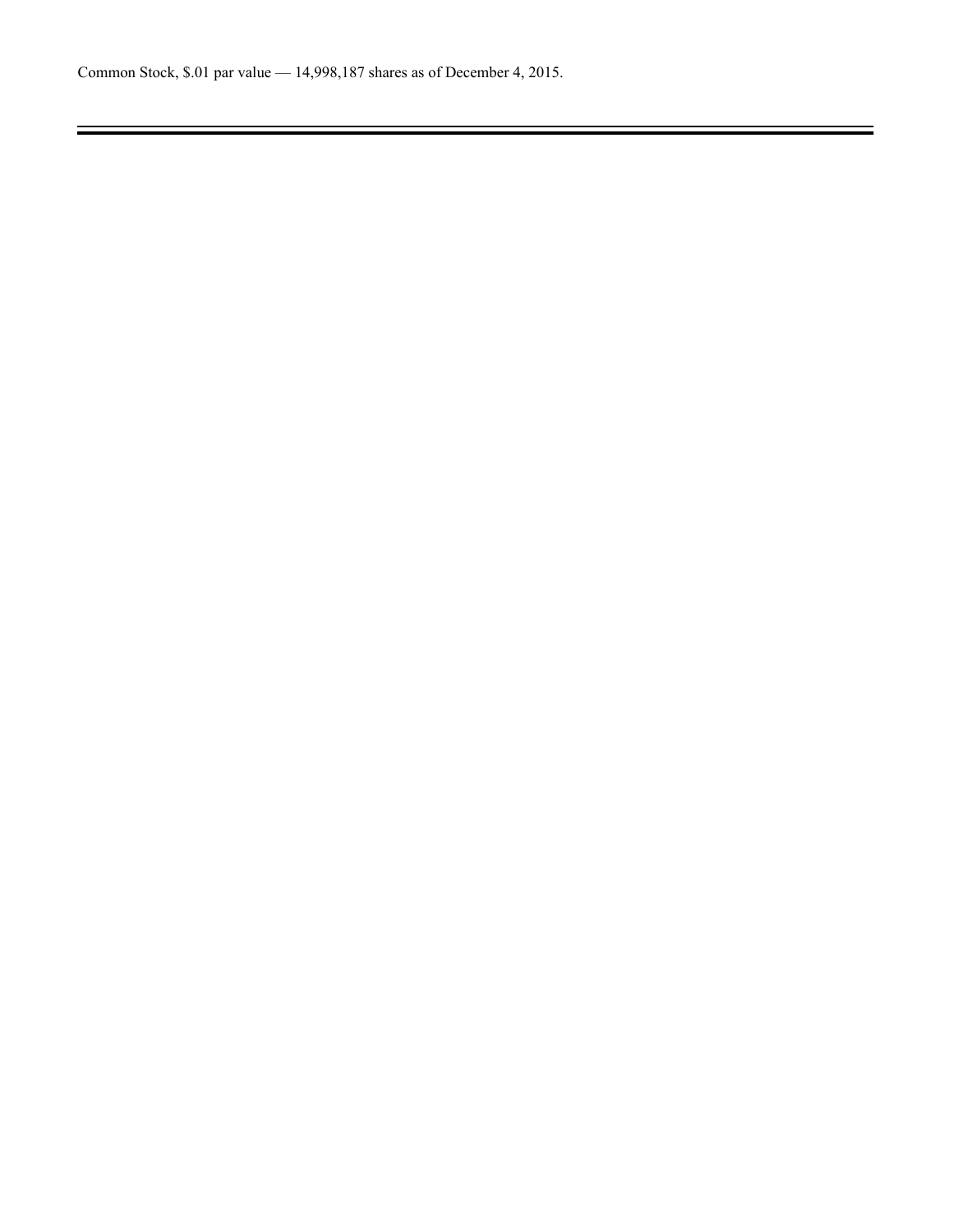Common Stock, $.01 par value — 14,998,187 shares as of December 4, 2015.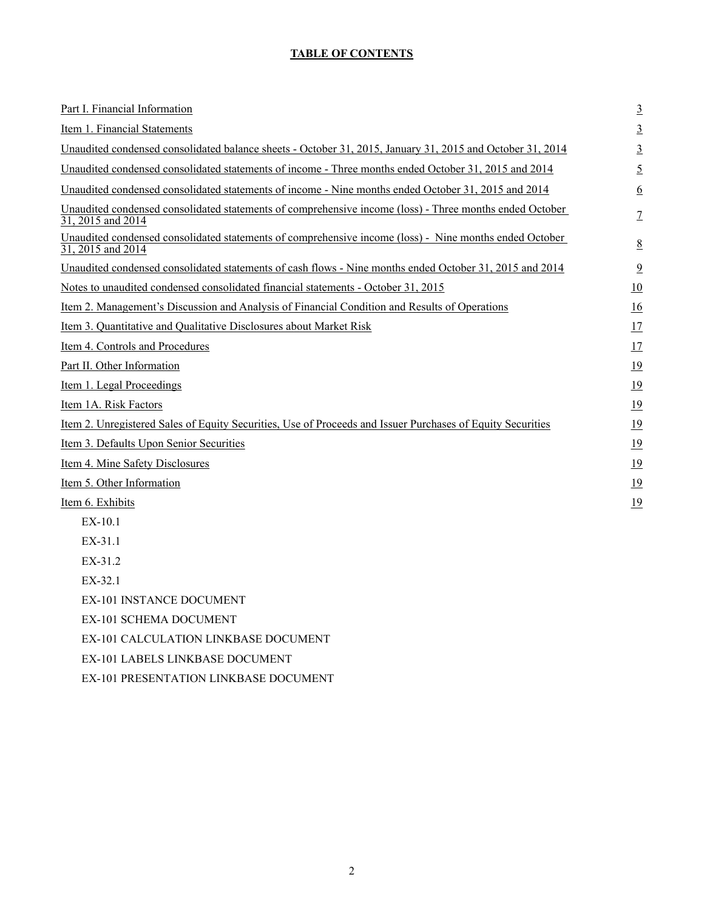## TABLE OF CONTENTS

| | |
|---|---|
| Part I. Financial Information | 3 |
| Item 1. Financial Statements | 3 |
| Unaudited condensed consolidated balance sheets - October 31, 2015, January 31, 2015 and October 31, 2014 | 3 |
| Unaudited condensed consolidated statements of income - Three months ended October 31, 2015 and 2014 | 5 |
| Unaudited condensed consolidated statements of income - Nine months ended October 31, 2015 and 2014 | 6 |
| Unaudited condensed consolidated statements of comprehensive income (loss) - Three months ended October 31, 2015 and 2014 | 7 |
| Unaudited condensed consolidated statements of comprehensive income (loss) - Nine months ended October 31, 2015 and 2014 | 8 |
| Unaudited condensed consolidated statements of cash flows - Nine months ended October 31, 2015 and 2014 | 9 |
| Notes to unaudited condensed consolidated financial statements - October 31, 2015 | 10 |
| Item 2. Management's Discussion and Analysis of Financial Condition and Results of Operations | 16 |
| Item 3. Quantitative and Qualitative Disclosures about Market Risk | 17 |
| Item 4. Controls and Procedures | 17 |
| Part II. Other Information | 19 |
| Item 1. Legal Proceedings | 19 |
| Item 1A. Risk Factors | 19 |
| Item 2. Unregistered Sales of Equity Securities, Use of Proceeds and Issuer Purchases of Equity Securities | 19 |
| Item 3. Defaults Upon Senior Securities | 19 |
| Item 4. Mine Safety Disclosures | 19 |
| Item 5. Other Information | 19 |
| Item 6. Exhibits | 19 |
| EX-10.1 | |
| EX-31.1 | |
| EX-31.2 | |
| EX-32.1 | |
| EX-101 INSTANCE DOCUMENT | |
| EX-101 SCHEMA DOCUMENT | |
| EX-101 CALCULATION LINKBASE DOCUMENT | |
| EX-101 LABELS LINKBASE DOCUMENT | |
| EX-101 PRESENTATION LINKBASE DOCUMENT | |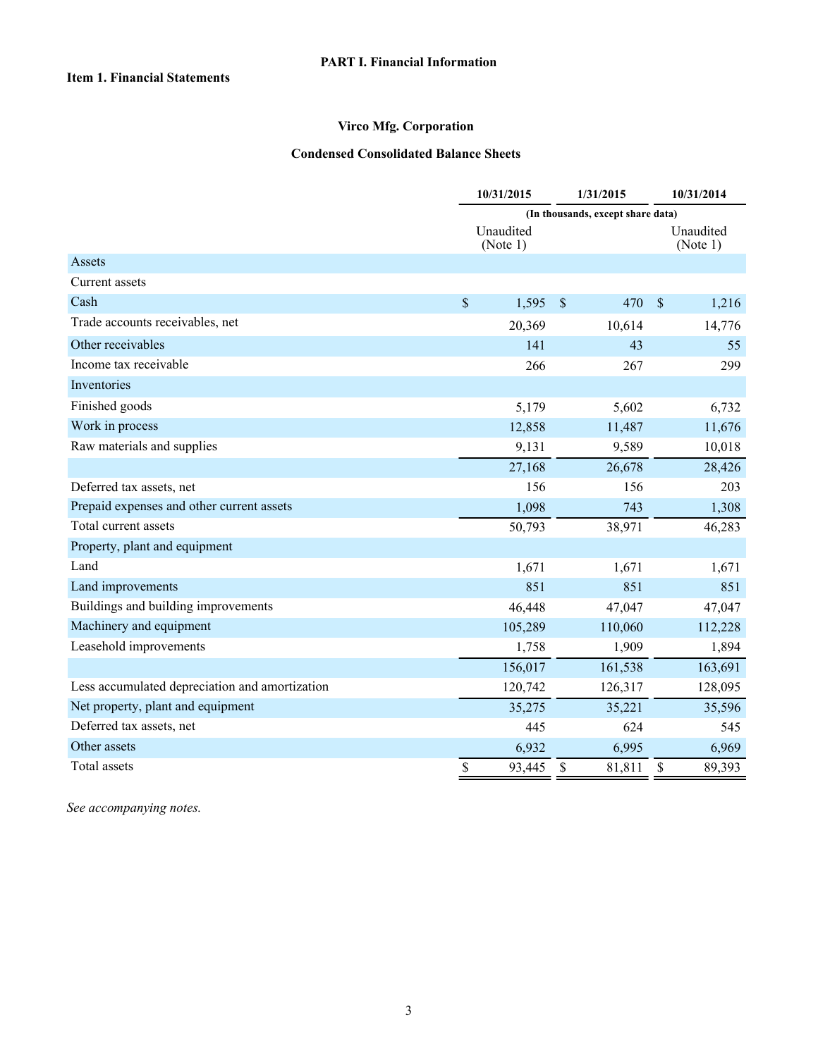# PART I. Financial Information

## Item 1. Financial Statements

### Virco Mfg. Corporation

### Condensed Consolidated Balance Sheets

| | 10/31/2015 | 1/31/2015 | 10/31/2014 |
|---|---|---|---|
| | (In thousands, except share data) | | |
| | Unaudited (Note 1) | | Unaudited (Note 1) |
| Assets | | | |
| Current assets | | | |
| Cash | $ 1,595 | $ 470 | $ 1,216 |
| Trade accounts receivables, net | 20,369 | 10,614 | 14,776 |
| Other receivables | 141 | 43 | 55 |
| Income tax receivable | 266 | 267 | 299 |
| Inventories | | | |
| Finished goods | 5,179 | 5,602 | 6,732 |
| Work in process | 12,858 | 11,487 | 11,676 |
| Raw materials and supplies | 9,131 | 9,589 | 10,018 |
| | 27,168 | 26,678 | 28,426 |
| Deferred tax assets, net | 156 | 156 | 203 |
| Prepaid expenses and other current assets | 1,098 | 743 | 1,308 |
| Total current assets | 50,793 | 38,971 | 46,283 |
| Property, plant and equipment | | | |
| Land | 1,671 | 1,671 | 1,671 |
| Land improvements | 851 | 851 | 851 |
| Buildings and building improvements | 46,448 | 47,047 | 47,047 |
| Machinery and equipment | 105,289 | 110,060 | 112,228 |
| Leasehold improvements | 1,758 | 1,909 | 1,894 |
| | 156,017 | 161,538 | 163,691 |
| Less accumulated depreciation and amortization | 120,742 | 126,317 | 128,095 |
| Net property, plant and equipment | 35,275 | 35,221 | 35,596 |
| Deferred tax assets, net | 445 | 624 | 545 |
| Other assets | 6,932 | 6,995 | 6,969 |
| Total assets | $ 93,445 | $ 81,811 | $ 89,393 |

*See accompanying notes.*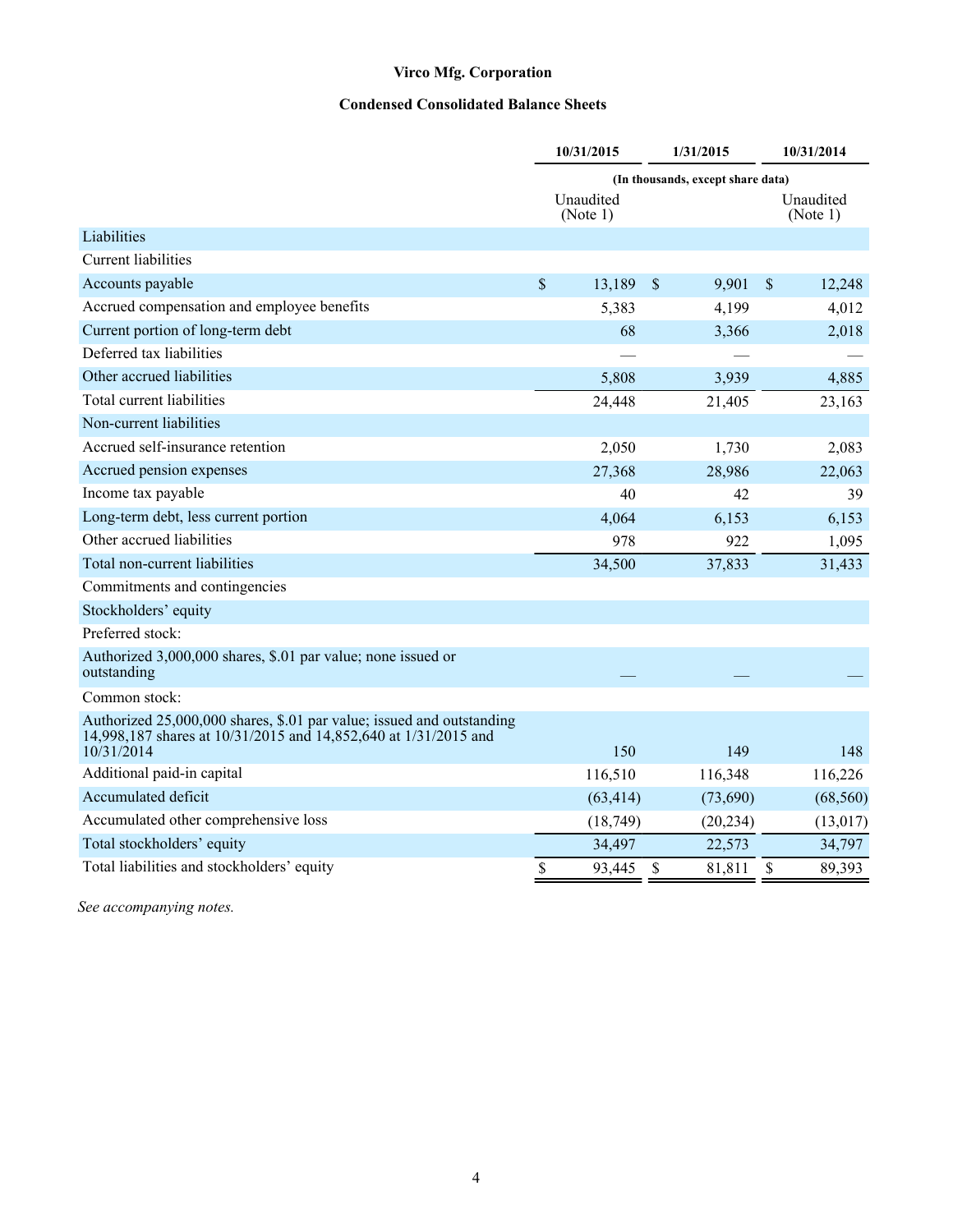# Virco Mfg. Corporation

## Condensed Consolidated Balance Sheets

| | 10/31/2015 | 1/31/2015 | 10/31/2014 |
|---|---|---|---|
| | (In thousands, except share data) | | |
| | Unaudited (Note 1) | | Unaudited (Note 1) |
| Liabilities | | | |
| Current liabilities | | | |
| Accounts payable | $ 13,189 | $ 9,901 | $ 12,248 |
| Accrued compensation and employee benefits | 5,383 | 4,199 | 4,012 |
| Current portion of long-term debt | 68 | 3,366 | 2,018 |
| Deferred tax liabilities | — | — | — |
| Other accrued liabilities | 5,808 | 3,939 | 4,885 |
| Total current liabilities | 24,448 | 21,405 | 23,163 |
| Non-current liabilities | | | |
| Accrued self-insurance retention | 2,050 | 1,730 | 2,083 |
| Accrued pension expenses | 27,368 | 28,986 | 22,063 |
| Income tax payable | 40 | 42 | 39 |
| Long-term debt, less current portion | 4,064 | 6,153 | 6,153 |
| Other accrued liabilities | 978 | 922 | 1,095 |
| Total non-current liabilities | 34,500 | 37,833 | 31,433 |
| Commitments and contingencies | | | |
| Stockholders' equity | | | |
| Preferred stock: | | | |
| Authorized 3,000,000 shares, $.01 par value; none issued or outstanding | — | — | — |
| Common stock: | | | |
| Authorized 25,000,000 shares, $.01 par value; issued and outstanding 14,998,187 shares at 10/31/2015 and 14,852,640 at 1/31/2015 and 10/31/2014 | 150 | 149 | 148 |
| Additional paid-in capital | 116,510 | 116,348 | 116,226 |
| Accumulated deficit | (63,414) | (73,690) | (68,560) |
| Accumulated other comprehensive loss | (18,749) | (20,234) | (13,017) |
| Total stockholders' equity | 34,497 | 22,573 | 34,797 |
| Total liabilities and stockholders' equity | $ 93,445 | $ 81,811 | $ 89,393 |

*See accompanying notes.*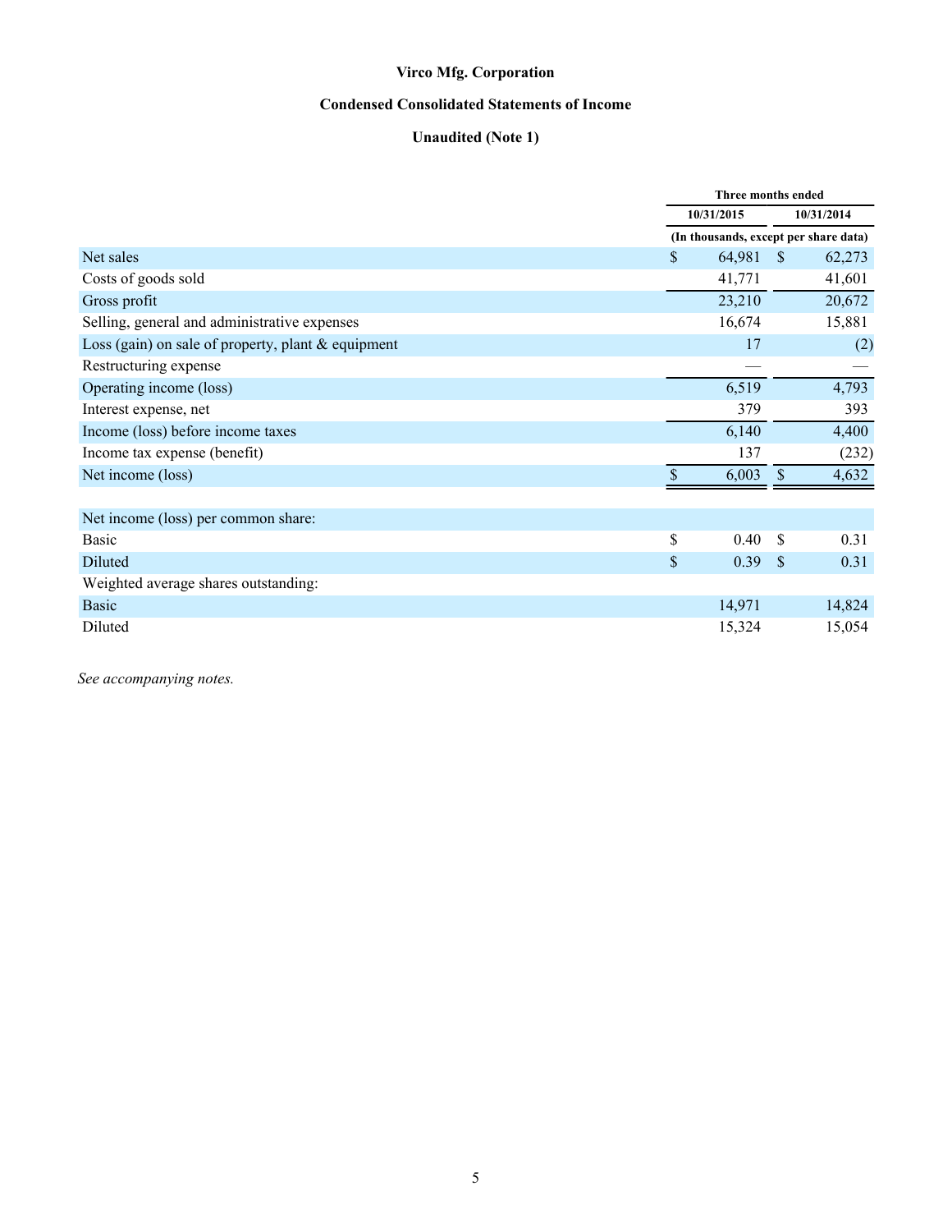**Virco Mfg. Corporation**

**Condensed Consolidated Statements of Income**

**Unaudited (Note 1)**

| | Three months ended | |
|---|---|---|
| | 10/31/2015 | 10/31/2014 |
| | (In thousands, except per share data) | |
| Net sales | $ 64,981 | $ 62,273 |
| Costs of goods sold | 41,771 | 41,601 |
| Gross profit | 23,210 | 20,672 |
| Selling, general and administrative expenses | 16,674 | 15,881 |
| Loss (gain) on sale of property, plant & equipment | 17 | (2) |
| Restructuring expense | — | — |
| Operating income (loss) | 6,519 | 4,793 |
| Interest expense, net | 379 | 393 |
| Income (loss) before income taxes | 6,140 | 4,400 |
| Income tax expense (benefit) | 137 | (232) |
| Net income (loss) | $ 6,003 | $ 4,632 |
| | | |
| Net income (loss) per common share: | | |
| Basic | $ 0.40 | $ 0.31 |
| Diluted | $ 0.39 | $ 0.31 |
| Weighted average shares outstanding: | | |
| Basic | 14,971 | 14,824 |
| Diluted | 15,324 | 15,054 |

*See accompanying notes.*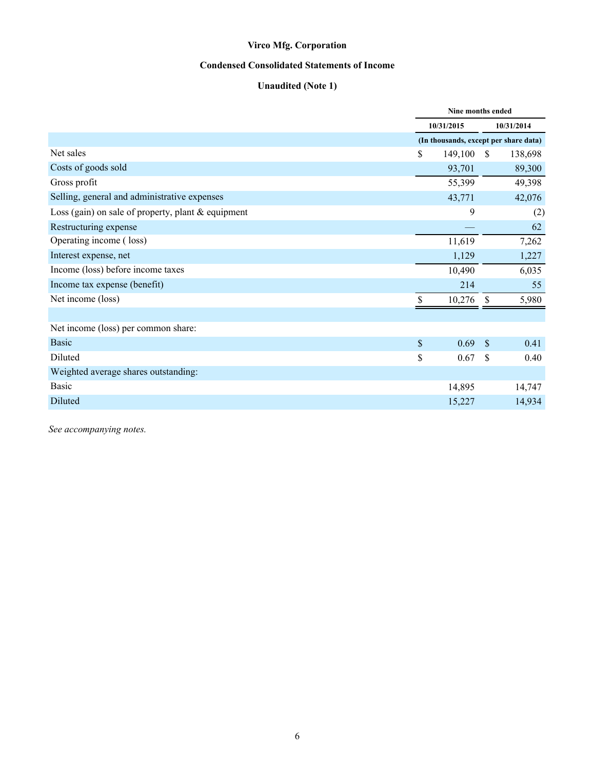**Virco Mfg. Corporation**

**Condensed Consolidated Statements of Income**

**Unaudited (Note 1)**

| | Nine months ended | |
|---|---|---|
| | 10/31/2015 | 10/31/2014 |
| | (In thousands, except per share data) | |
| Net sales | $ 149,100 | $ 138,698 |
| Costs of goods sold | 93,701 | 89,300 |
| Gross profit | 55,399 | 49,398 |
| Selling, general and administrative expenses | 43,771 | 42,076 |
| Loss (gain) on sale of property, plant & equipment | 9 | (2) |
| Restructuring expense | — | 62 |
| Operating income ( loss) | 11,619 | 7,262 |
| Interest expense, net | 1,129 | 1,227 |
| Income (loss) before income taxes | 10,490 | 6,035 |
| Income tax expense (benefit) | 214 | 55 |
| Net income (loss) | $ 10,276 | $ 5,980 |
| | | |
| Net income (loss) per common share: | | |
| Basic | $ 0.69 | $ 0.41 |
| Diluted | $ 0.67 | $ 0.40 |
| Weighted average shares outstanding: | | |
| Basic | 14,895 | 14,747 |
| Diluted | 15,227 | 14,934 |

*See accompanying notes.*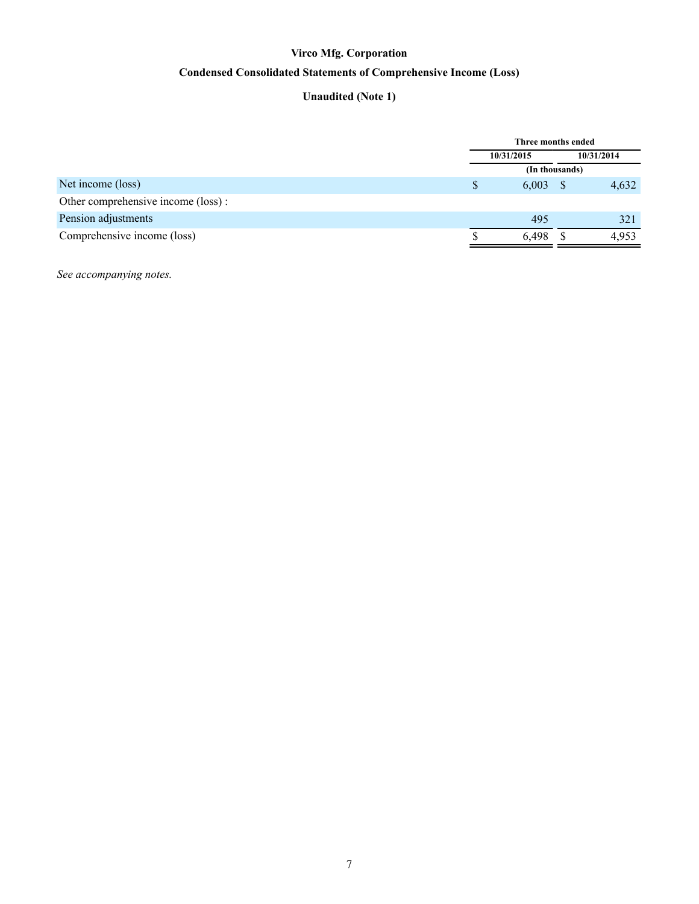# Virco Mfg. Corporation

## Condensed Consolidated Statements of Comprehensive Income (Loss)

### Unaudited (Note 1)

| | Three months ended | |
|---|---|---|
| | 10/31/2015 | 10/31/2014 |
| | (In thousands) | |
| Net income (loss) | $ 6,003 | $ 4,632 |
| Other comprehensive income (loss) : | | |
| Pension adjustments | 495 | 321 |
| Comprehensive income (loss) | $ 6,498 | $ 4,953 |

*See accompanying notes.*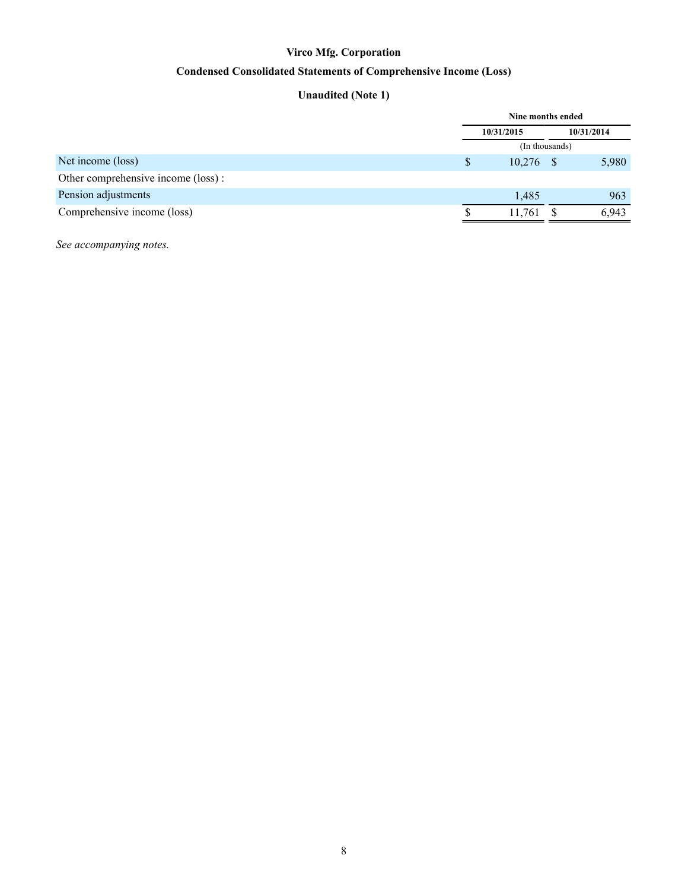# Virco Mfg. Corporation

## Condensed Consolidated Statements of Comprehensive Income (Loss)

### Unaudited (Note 1)

| | Nine months ended | |
|---|---|---|
| | 10/31/2015 | 10/31/2014 |
| | (In thousands) | |
| Net income (loss) | $ 10,276 | $ 5,980 |
| Other comprehensive income (loss) : | | |
| Pension adjustments | 1,485 | 963 |
| Comprehensive income (loss) | $ 11,761 | $ 6,943 |

*See accompanying notes.*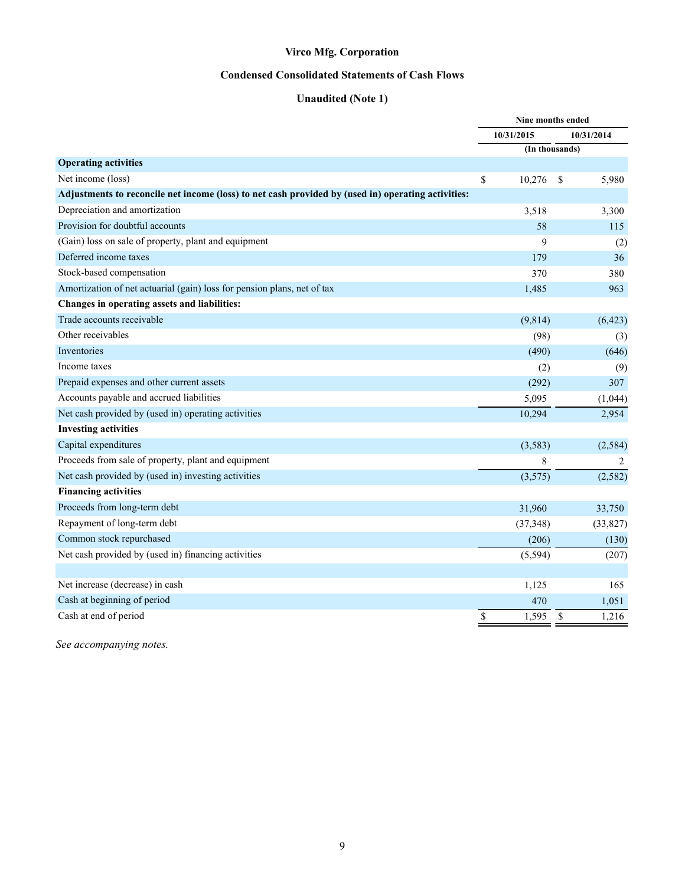# Virco Mfg. Corporation

## Condensed Consolidated Statements of Cash Flows

### Unaudited (Note 1)

| | Nine months ended | |
|---|---|---|
| | 10/31/2015 | 10/31/2014 |
| | (In thousands) | |
| **Operating activities** | | |
| Net income (loss) | $ 10,276 | $ 5,980 |
| **Adjustments to reconcile net income (loss) to net cash provided by (used in) operating activities:** | | |
| Depreciation and amortization | 3,518 | 3,300 |
| Provision for doubtful accounts | 58 | 115 |
| (Gain) loss on sale of property, plant and equipment | 9 | (2) |
| Deferred income taxes | 179 | 36 |
| Stock-based compensation | 370 | 380 |
| Amortization of net actuarial (gain) loss for pension plans, net of tax | 1,485 | 963 |
| **Changes in operating assets and liabilities:** | | |
| Trade accounts receivable | (9,814) | (6,423) |
| Other receivables | (98) | (3) |
| Inventories | (490) | (646) |
| Income taxes | (2) | (9) |
| Prepaid expenses and other current assets | (292) | 307 |
| Accounts payable and accrued liabilities | 5,095 | (1,044) |
| Net cash provided by (used in) operating activities | 10,294 | 2,954 |
| **Investing activities** | | |
| Capital expenditures | (3,583) | (2,584) |
| Proceeds from sale of property, plant and equipment | 8 | 2 |
| Net cash provided by (used in) investing activities | (3,575) | (2,582) |
| **Financing activities** | | |
| Proceeds from long-term debt | 31,960 | 33,750 |
| Repayment of long-term debt | (37,348) | (33,827) |
| Common stock repurchased | (206) | (130) |
| Net cash provided by (used in) financing activities | (5,594) | (207) |
| | | |
| Net increase (decrease) in cash | 1,125 | 165 |
| Cash at beginning of period | 470 | 1,051 |
| Cash at end of period | $ 1,595 | $ 1,216 |

*See accompanying notes.*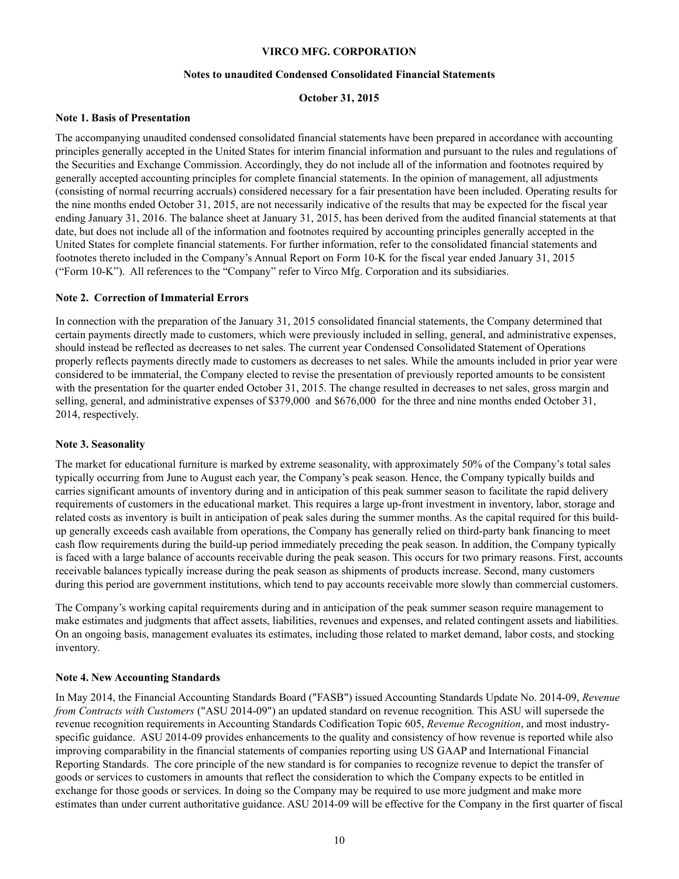**VIRCO MFG. CORPORATION**

**Notes to unaudited Condensed Consolidated Financial Statements**

**October 31, 2015**

**Note 1. Basis of Presentation**

The accompanying unaudited condensed consolidated financial statements have been prepared in accordance with accounting principles generally accepted in the United States for interim financial information and pursuant to the rules and regulations of the Securities and Exchange Commission. Accordingly, they do not include all of the information and footnotes required by generally accepted accounting principles for complete financial statements. In the opinion of management, all adjustments (consisting of normal recurring accruals) considered necessary for a fair presentation have been included. Operating results for the nine months ended October 31, 2015, are not necessarily indicative of the results that may be expected for the fiscal year ending January 31, 2016. The balance sheet at January 31, 2015, has been derived from the audited financial statements at that date, but does not include all of the information and footnotes required by accounting principles generally accepted in the United States for complete financial statements. For further information, refer to the consolidated financial statements and footnotes thereto included in the Company's Annual Report on Form 10-K for the fiscal year ended January 31, 2015 ("Form 10-K"). All references to the "Company" refer to Virco Mfg. Corporation and its subsidiaries.

**Note 2. Correction of Immaterial Errors**

In connection with the preparation of the January 31, 2015 consolidated financial statements, the Company determined that certain payments directly made to customers, which were previously included in selling, general, and administrative expenses, should instead be reflected as decreases to net sales. The current year Condensed Consolidated Statement of Operations properly reflects payments directly made to customers as decreases to net sales. While the amounts included in prior year were considered to be immaterial, the Company elected to revise the presentation of previously reported amounts to be consistent with the presentation for the quarter ended October 31, 2015. The change resulted in decreases to net sales, gross margin and selling, general, and administrative expenses of $379,000 and $676,000 for the three and nine months ended October 31, 2014, respectively.

**Note 3. Seasonality**

The market for educational furniture is marked by extreme seasonality, with approximately 50% of the Company's total sales typically occurring from June to August each year, the Company's peak season. Hence, the Company typically builds and carries significant amounts of inventory during and in anticipation of this peak summer season to facilitate the rapid delivery requirements of customers in the educational market. This requires a large up-front investment in inventory, labor, storage and related costs as inventory is built in anticipation of peak sales during the summer months. As the capital required for this build-up generally exceeds cash available from operations, the Company has generally relied on third-party bank financing to meet cash flow requirements during the build-up period immediately preceding the peak season. In addition, the Company typically is faced with a large balance of accounts receivable during the peak season. This occurs for two primary reasons. First, accounts receivable balances typically increase during the peak season as shipments of products increase. Second, many customers during this period are government institutions, which tend to pay accounts receivable more slowly than commercial customers.

The Company's working capital requirements during and in anticipation of the peak summer season require management to make estimates and judgments that affect assets, liabilities, revenues and expenses, and related contingent assets and liabilities. On an ongoing basis, management evaluates its estimates, including those related to market demand, labor costs, and stocking inventory.

**Note 4. New Accounting Standards**

In May 2014, the Financial Accounting Standards Board ("FASB") issued Accounting Standards Update No. 2014-09, *Revenue from Contracts with Customers* ("ASU 2014-09") an updated standard on revenue recognition*.* This ASU will supersede the revenue recognition requirements in Accounting Standards Codification Topic 605, *Revenue Recognition*, and most industry-specific guidance. ASU 2014-09 provides enhancements to the quality and consistency of how revenue is reported while also improving comparability in the financial statements of companies reporting using US GAAP and International Financial Reporting Standards. The core principle of the new standard is for companies to recognize revenue to depict the transfer of goods or services to customers in amounts that reflect the consideration to which the Company expects to be entitled in exchange for those goods or services. In doing so the Company may be required to use more judgment and make more estimates than under current authoritative guidance. ASU 2014-09 will be effective for the Company in the first quarter of fiscal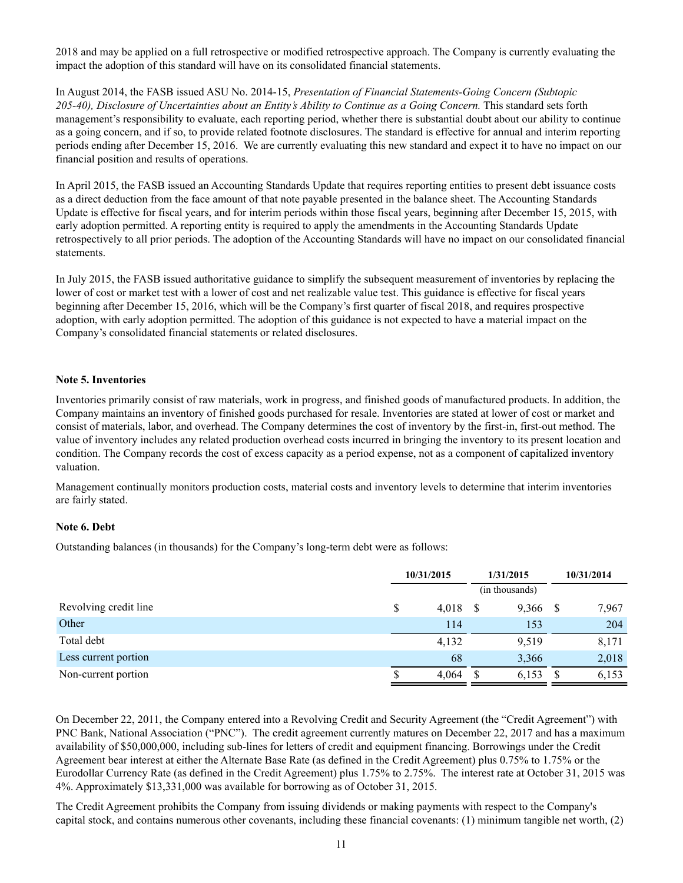2018 and may be applied on a full retrospective or modified retrospective approach. The Company is currently evaluating the impact the adoption of this standard will have on its consolidated financial statements.

In August 2014, the FASB issued ASU No. 2014-15, *Presentation of Financial Statements-Going Concern (Subtopic 205-40), Disclosure of Uncertainties about an Entity's Ability to Continue as a Going Concern.* This standard sets forth management's responsibility to evaluate, each reporting period, whether there is substantial doubt about our ability to continue as a going concern, and if so, to provide related footnote disclosures. The standard is effective for annual and interim reporting periods ending after December 15, 2016. We are currently evaluating this new standard and expect it to have no impact on our financial position and results of operations.

In April 2015, the FASB issued an Accounting Standards Update that requires reporting entities to present debt issuance costs as a direct deduction from the face amount of that note payable presented in the balance sheet. The Accounting Standards Update is effective for fiscal years, and for interim periods within those fiscal years, beginning after December 15, 2015, with early adoption permitted. A reporting entity is required to apply the amendments in the Accounting Standards Update retrospectively to all prior periods. The adoption of the Accounting Standards will have no impact on our consolidated financial statements.

In July 2015, the FASB issued authoritative guidance to simplify the subsequent measurement of inventories by replacing the lower of cost or market test with a lower of cost and net realizable value test. This guidance is effective for fiscal years beginning after December 15, 2016, which will be the Company's first quarter of fiscal 2018, and requires prospective adoption, with early adoption permitted. The adoption of this guidance is not expected to have a material impact on the Company's consolidated financial statements or related disclosures.

**Note 5. Inventories**

Inventories primarily consist of raw materials, work in progress, and finished goods of manufactured products. In addition, the Company maintains an inventory of finished goods purchased for resale. Inventories are stated at lower of cost or market and consist of materials, labor, and overhead. The Company determines the cost of inventory by the first-in, first-out method. The value of inventory includes any related production overhead costs incurred in bringing the inventory to its present location and condition. The Company records the cost of excess capacity as a period expense, not as a component of capitalized inventory valuation.

Management continually monitors production costs, material costs and inventory levels to determine that interim inventories are fairly stated.

**Note 6. Debt**

Outstanding balances (in thousands) for the Company's long-term debt were as follows:

| | 10/31/2015 | 1/31/2015 | 10/31/2014 |
|---|---|---|---|
| | | (in thousands) | |
| Revolving credit line | $ 4,018 | $ 9,366 | $ 7,967 |
| Other | 114 | 153 | 204 |
| Total debt | 4,132 | 9,519 | 8,171 |
| Less current portion | 68 | 3,366 | 2,018 |
| Non-current portion | $ 4,064 | $ 6,153 | $ 6,153 |

On December 22, 2011, the Company entered into a Revolving Credit and Security Agreement (the "Credit Agreement") with PNC Bank, National Association ("PNC"). The credit agreement currently matures on December 22, 2017 and has a maximum availability of $50,000,000, including sub-lines for letters of credit and equipment financing. Borrowings under the Credit Agreement bear interest at either the Alternate Base Rate (as defined in the Credit Agreement) plus 0.75% to 1.75% or the Eurodollar Currency Rate (as defined in the Credit Agreement) plus 1.75% to 2.75%. The interest rate at October 31, 2015 was 4%. Approximately $13,331,000 was available for borrowing as of October 31, 2015.

The Credit Agreement prohibits the Company from issuing dividends or making payments with respect to the Company's capital stock, and contains numerous other covenants, including these financial covenants: (1) minimum tangible net worth, (2)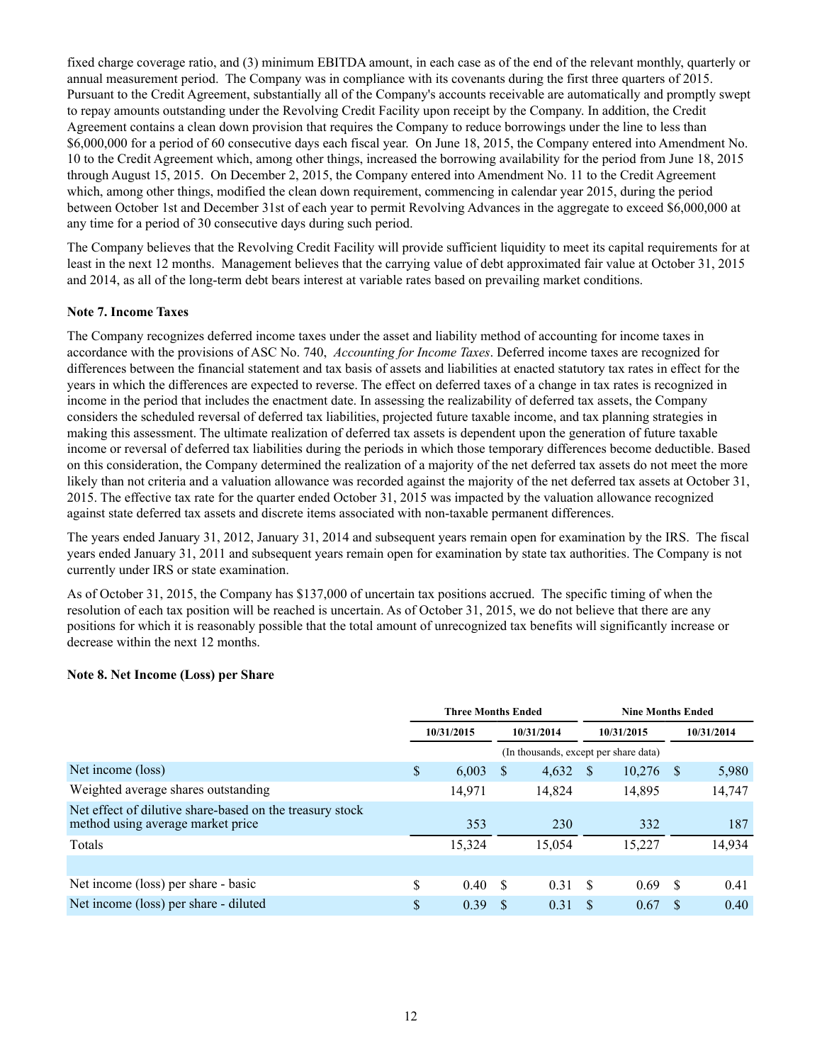fixed charge coverage ratio, and (3) minimum EBITDA amount, in each case as of the end of the relevant monthly, quarterly or annual measurement period. The Company was in compliance with its covenants during the first three quarters of 2015. Pursuant to the Credit Agreement, substantially all of the Company's accounts receivable are automatically and promptly swept to repay amounts outstanding under the Revolving Credit Facility upon receipt by the Company. In addition, the Credit Agreement contains a clean down provision that requires the Company to reduce borrowings under the line to less than $6,000,000 for a period of 60 consecutive days each fiscal year. On June 18, 2015, the Company entered into Amendment No. 10 to the Credit Agreement which, among other things, increased the borrowing availability for the period from June 18, 2015 through August 15, 2015. On December 2, 2015, the Company entered into Amendment No. 11 to the Credit Agreement which, among other things, modified the clean down requirement, commencing in calendar year 2015, during the period between October 1st and December 31st of each year to permit Revolving Advances in the aggregate to exceed $6,000,000 at any time for a period of 30 consecutive days during such period.

The Company believes that the Revolving Credit Facility will provide sufficient liquidity to meet its capital requirements for at least in the next 12 months. Management believes that the carrying value of debt approximated fair value at October 31, 2015 and 2014, as all of the long-term debt bears interest at variable rates based on prevailing market conditions.

**Note 7. Income Taxes**

The Company recognizes deferred income taxes under the asset and liability method of accounting for income taxes in accordance with the provisions of ASC No. 740, *Accounting for Income Taxes*. Deferred income taxes are recognized for differences between the financial statement and tax basis of assets and liabilities at enacted statutory tax rates in effect for the years in which the differences are expected to reverse. The effect on deferred taxes of a change in tax rates is recognized in income in the period that includes the enactment date. In assessing the realizability of deferred tax assets, the Company considers the scheduled reversal of deferred tax liabilities, projected future taxable income, and tax planning strategies in making this assessment. The ultimate realization of deferred tax assets is dependent upon the generation of future taxable income or reversal of deferred tax liabilities during the periods in which those temporary differences become deductible. Based on this consideration, the Company determined the realization of a majority of the net deferred tax assets do not meet the more likely than not criteria and a valuation allowance was recorded against the majority of the net deferred tax assets at October 31, 2015. The effective tax rate for the quarter ended October 31, 2015 was impacted by the valuation allowance recognized against state deferred tax assets and discrete items associated with non-taxable permanent differences.

The years ended January 31, 2012, January 31, 2014 and subsequent years remain open for examination by the IRS. The fiscal years ended January 31, 2011 and subsequent years remain open for examination by state tax authorities. The Company is not currently under IRS or state examination.

As of October 31, 2015, the Company has $137,000 of uncertain tax positions accrued. The specific timing of when the resolution of each tax position will be reached is uncertain. As of October 31, 2015, we do not believe that there are any positions for which it is reasonably possible that the total amount of unrecognized tax benefits will significantly increase or decrease within the next 12 months.

**Note 8. Net Income (Loss) per Share**

| | Three Months Ended | | Nine Months Ended | |
|---|---|---|---|---|
| | 10/31/2015 | 10/31/2014 | 10/31/2015 | 10/31/2014 |
| | (In thousands, except per share data) | | | |
| Net income (loss) | $ 6,003 | $ 4,632 | $ 10,276 | $ 5,980 |
| Weighted average shares outstanding | 14,971 | 14,824 | 14,895 | 14,747 |
| Net effect of dilutive share-based on the treasury stock method using average market price | 353 | 230 | 332 | 187 |
| Totals | 15,324 | 15,054 | 15,227 | 14,934 |
| | | | | |
| Net income (loss) per share - basic | $ 0.40 | $ 0.31 | $ 0.69 | $ 0.41 |
| Net income (loss) per share - diluted | $ 0.39 | $ 0.31 | $ 0.67 | $ 0.40 |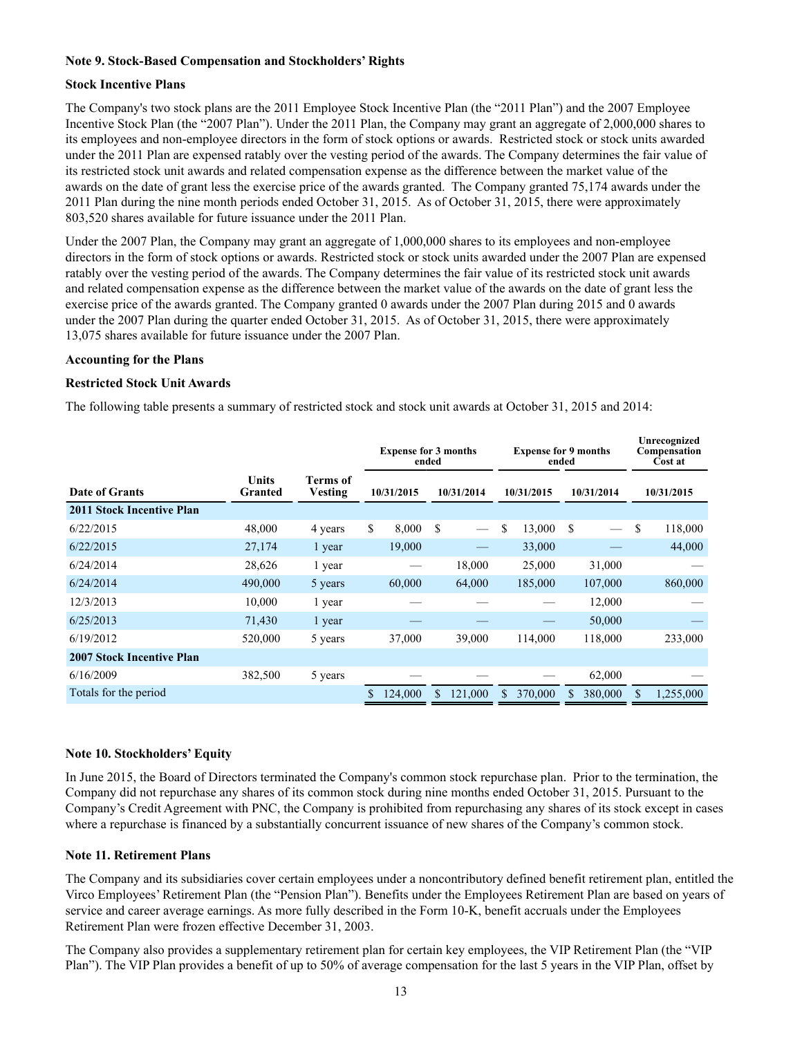**Note 9. Stock-Based Compensation and Stockholders' Rights**

**Stock Incentive Plans**

The Company's two stock plans are the 2011 Employee Stock Incentive Plan (the "2011 Plan") and the 2007 Employee Incentive Stock Plan (the "2007 Plan"). Under the 2011 Plan, the Company may grant an aggregate of 2,000,000 shares to its employees and non-employee directors in the form of stock options or awards. Restricted stock or stock units awarded under the 2011 Plan are expensed ratably over the vesting period of the awards. The Company determines the fair value of its restricted stock unit awards and related compensation expense as the difference between the market value of the awards on the date of grant less the exercise price of the awards granted. The Company granted 75,174 awards under the 2011 Plan during the nine month periods ended October 31, 2015. As of October 31, 2015, there were approximately 803,520 shares available for future issuance under the 2011 Plan.

Under the 2007 Plan, the Company may grant an aggregate of 1,000,000 shares to its employees and non-employee directors in the form of stock options or awards. Restricted stock or stock units awarded under the 2007 Plan are expensed ratably over the vesting period of the awards. The Company determines the fair value of its restricted stock unit awards and related compensation expense as the difference between the market value of the awards on the date of grant less the exercise price of the awards granted. The Company granted 0 awards under the 2007 Plan during 2015 and 0 awards under the 2007 Plan during the quarter ended October 31, 2015. As of October 31, 2015, there were approximately 13,075 shares available for future issuance under the 2007 Plan.

**Accounting for the Plans**

**Restricted Stock Unit Awards**

The following table presents a summary of restricted stock and stock unit awards at October 31, 2015 and 2014:

| | | | Expense for 3 months ended | | Expense for 9 months ended | | Unrecognized Compensation Cost at |
|---|---|---|---|---|---|---|---|
| **Date of Grants** | **Units Granted** | **Terms of Vesting** | **10/31/2015** | **10/31/2014** | **10/31/2015** | **10/31/2014** | **10/31/2015** |
| **2011 Stock Incentive Plan** | | | | | | | |
| 6/22/2015 | 48,000 | 4 years | $ 8,000 | $ — | $ 13,000 | $ — | $ 118,000 |
| 6/22/2015 | 27,174 | 1 year | 19,000 | — | 33,000 | — | 44,000 |
| 6/24/2014 | 28,626 | 1 year | — | 18,000 | 25,000 | 31,000 | — |
| 6/24/2014 | 490,000 | 5 years | 60,000 | 64,000 | 185,000 | 107,000 | 860,000 |
| 12/3/2013 | 10,000 | 1 year | — | — | — | 12,000 | — |
| 6/25/2013 | 71,430 | 1 year | — | — | — | 50,000 | — |
| 6/19/2012 | 520,000 | 5 years | 37,000 | 39,000 | 114,000 | 118,000 | 233,000 |
| **2007 Stock Incentive Plan** | | | | | | | |
| 6/16/2009 | 382,500 | 5 years | — | — | — | 62,000 | — |
| Totals for the period | | | $ 124,000 | $ 121,000 | $ 370,000 | $ 380,000 | $ 1,255,000 |

**Note 10. Stockholders' Equity**

In June 2015, the Board of Directors terminated the Company's common stock repurchase plan. Prior to the termination, the Company did not repurchase any shares of its common stock during nine months ended October 31, 2015. Pursuant to the Company's Credit Agreement with PNC, the Company is prohibited from repurchasing any shares of its stock except in cases where a repurchase is financed by a substantially concurrent issuance of new shares of the Company's common stock.

**Note 11. Retirement Plans**

The Company and its subsidiaries cover certain employees under a noncontributory defined benefit retirement plan, entitled the Virco Employees' Retirement Plan (the "Pension Plan"). Benefits under the Employees Retirement Plan are based on years of service and career average earnings. As more fully described in the Form 10-K, benefit accruals under the Employees Retirement Plan were frozen effective December 31, 2003.

The Company also provides a supplementary retirement plan for certain key employees, the VIP Retirement Plan (the "VIP Plan"). The VIP Plan provides a benefit of up to 50% of average compensation for the last 5 years in the VIP Plan, offset by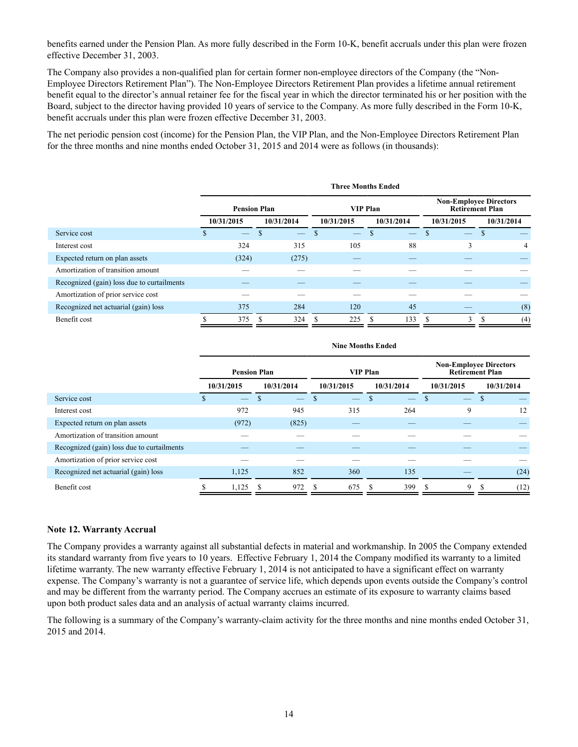benefits earned under the Pension Plan. As more fully described in the Form 10-K, benefit accruals under this plan were frozen effective December 31, 2003.

The Company also provides a non-qualified plan for certain former non-employee directors of the Company (the "Non-Employee Directors Retirement Plan"). The Non-Employee Directors Retirement Plan provides a lifetime annual retirement benefit equal to the director's annual retainer fee for the fiscal year in which the director terminated his or her position with the Board, subject to the director having provided 10 years of service to the Company. As more fully described in the Form 10-K, benefit accruals under this plan were frozen effective December 31, 2003.

The net periodic pension cost (income) for the Pension Plan, the VIP Plan, and the Non-Employee Directors Retirement Plan for the three months and nine months ended October 31, 2015 and 2014 were as follows (in thousands):

| | Three Months Ended | | | | | |
|---|---|---|---|---|---|---|
| | Pension Plan | | VIP Plan | | Non-Employee Directors Retirement Plan | |
| | 10/31/2015 | 10/31/2014 | 10/31/2015 | 10/31/2014 | 10/31/2015 | 10/31/2014 |
| Service cost | $ — | $ — | $ — | $ — | $ — | $ — |
| Interest cost | 324 | 315 | 105 | 88 | 3 | 4 |
| Expected return on plan assets | (324) | (275) | — | — | — | — |
| Amortization of transition amount | — | — | — | — | — | — |
| Recognized (gain) loss due to curtailments | — | — | — | — | — | — |
| Amortization of prior service cost | — | — | — | — | — | — |
| Recognized net actuarial (gain) loss | 375 | 284 | 120 | 45 | — | (8) |
| Benefit cost | $ 375 | $ 324 | $ 225 | $ 133 | $ 3 | $ (4) |

| | Nine Months Ended | | | | | |
|---|---|---|---|---|---|---|
| | Pension Plan | | VIP Plan | | Non-Employee Directors Retirement Plan | |
| | 10/31/2015 | 10/31/2014 | 10/31/2015 | 10/31/2014 | 10/31/2015 | 10/31/2014 |
| Service cost | $ — | $ — | $ — | $ — | $ — | $ — |
| Interest cost | 972 | 945 | 315 | 264 | 9 | 12 |
| Expected return on plan assets | (972) | (825) | — | — | — | — |
| Amortization of transition amount | — | — | — | — | — | — |
| Recognized (gain) loss due to curtailments | — | — | — | — | — | — |
| Amortization of prior service cost | — | — | — | — | — | — |
| Recognized net actuarial (gain) loss | 1,125 | 852 | 360 | 135 | — | (24) |
| Benefit cost | $ 1,125 | $ 972 | $ 675 | $ 399 | $ 9 | $ (12) |

## Note 12. Warranty Accrual

The Company provides a warranty against all substantial defects in material and workmanship. In 2005 the Company extended its standard warranty from five years to 10 years. Effective February 1, 2014 the Company modified its warranty to a limited lifetime warranty. The new warranty effective February 1, 2014 is not anticipated to have a significant effect on warranty expense. The Company's warranty is not a guarantee of service life, which depends upon events outside the Company's control and may be different from the warranty period. The Company accrues an estimate of its exposure to warranty claims based upon both product sales data and an analysis of actual warranty claims incurred.

The following is a summary of the Company's warranty-claim activity for the three months and nine months ended October 31, 2015 and 2014.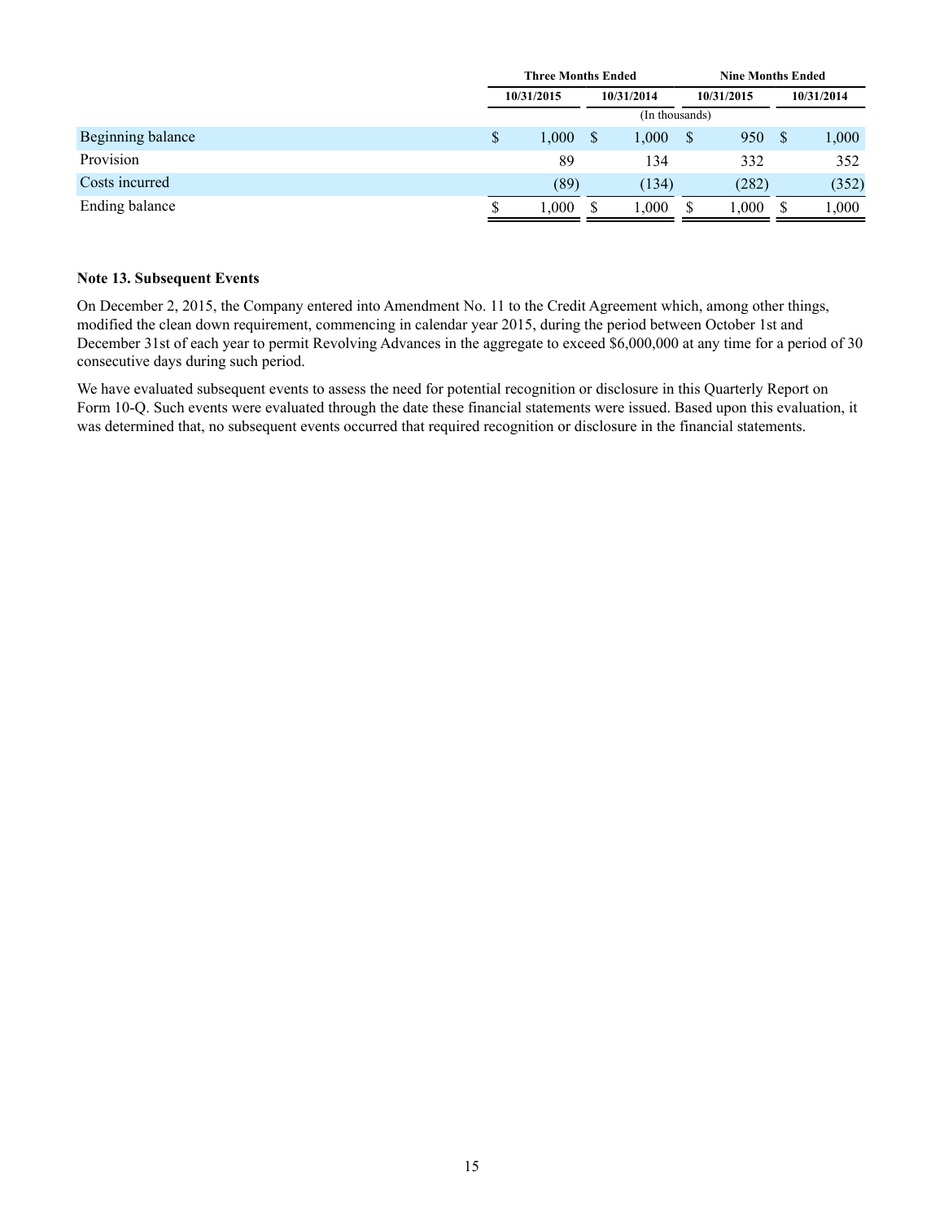| | Three Months Ended | | Nine Months Ended | |
|---|---|---|---|---|
| | 10/31/2015 | 10/31/2014 | 10/31/2015 | 10/31/2014 |
| | (In thousands) | | | |
| Beginning balance | $ 1,000 | $ 1,000 | $ 950 | $ 1,000 |
| Provision | 89 | 134 | 332 | 352 |
| Costs incurred | (89) | (134) | (282) | (352) |
| Ending balance | $ 1,000 | $ 1,000 | $ 1,000 | $ 1,000 |

**Note 13. Subsequent Events**

On December 2, 2015, the Company entered into Amendment No. 11 to the Credit Agreement which, among other things, modified the clean down requirement, commencing in calendar year 2015, during the period between October 1st and December 31st of each year to permit Revolving Advances in the aggregate to exceed $6,000,000 at any time for a period of 30 consecutive days during such period.

We have evaluated subsequent events to assess the need for potential recognition or disclosure in this Quarterly Report on Form 10-Q. Such events were evaluated through the date these financial statements were issued. Based upon this evaluation, it was determined that, no subsequent events occurred that required recognition or disclosure in the financial statements.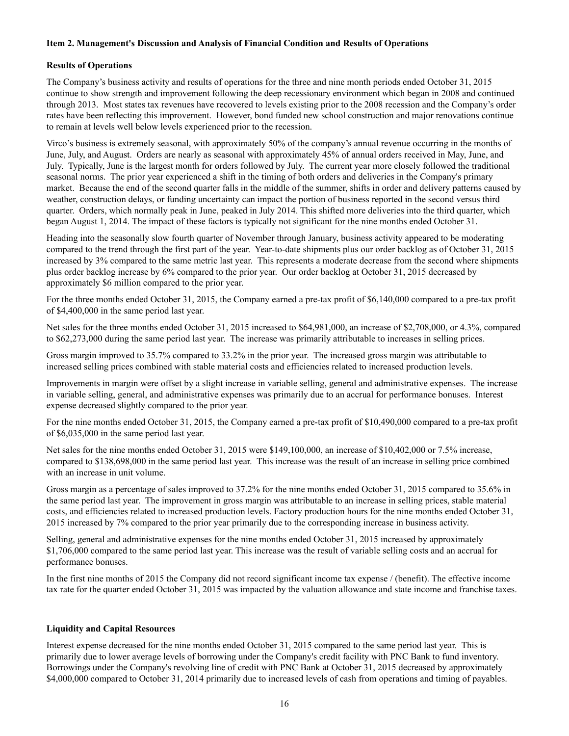**Item 2. Management's Discussion and Analysis of Financial Condition and Results of Operations**

**Results of Operations**

The Company’s business activity and results of operations for the three and nine month periods ended October 31, 2015 continue to show strength and improvement following the deep recessionary environment which began in 2008 and continued through 2013. Most states tax revenues have recovered to levels existing prior to the 2008 recession and the Company’s order rates have been reflecting this improvement. However, bond funded new school construction and major renovations continue to remain at levels well below levels experienced prior to the recession.

Virco’s business is extremely seasonal, with approximately 50% of the company’s annual revenue occurring in the months of June, July, and August. Orders are nearly as seasonal with approximately 45% of annual orders received in May, June, and July. Typically, June is the largest month for orders followed by July. The current year more closely followed the traditional seasonal norms. The prior year experienced a shift in the timing of both orders and deliveries in the Company's primary market. Because the end of the second quarter falls in the middle of the summer, shifts in order and delivery patterns caused by weather, construction delays, or funding uncertainty can impact the portion of business reported in the second versus third quarter. Orders, which normally peak in June, peaked in July 2014. This shifted more deliveries into the third quarter, which began August 1, 2014. The impact of these factors is typically not significant for the nine months ended October 31.

Heading into the seasonally slow fourth quarter of November through January, business activity appeared to be moderating compared to the trend through the first part of the year. Year-to-date shipments plus our order backlog as of October 31, 2015 increased by 3% compared to the same metric last year. This represents a moderate decrease from the second where shipments plus order backlog increase by 6% compared to the prior year. Our order backlog at October 31, 2015 decreased by approximately $6 million compared to the prior year.

For the three months ended October 31, 2015, the Company earned a pre-tax profit of $6,140,000 compared to a pre-tax profit of $4,400,000 in the same period last year.

Net sales for the three months ended October 31, 2015 increased to $64,981,000, an increase of $2,708,000, or 4.3%, compared to $62,273,000 during the same period last year. The increase was primarily attributable to increases in selling prices.

Gross margin improved to 35.7% compared to 33.2% in the prior year. The increased gross margin was attributable to increased selling prices combined with stable material costs and efficiencies related to increased production levels.

Improvements in margin were offset by a slight increase in variable selling, general and administrative expenses. The increase in variable selling, general, and administrative expenses was primarily due to an accrual for performance bonuses. Interest expense decreased slightly compared to the prior year.

For the nine months ended October 31, 2015, the Company earned a pre-tax profit of $10,490,000 compared to a pre-tax profit of $6,035,000 in the same period last year.

Net sales for the nine months ended October 31, 2015 were $149,100,000, an increase of $10,402,000 or 7.5% increase, compared to $138,698,000 in the same period last year. This increase was the result of an increase in selling price combined with an increase in unit volume.

Gross margin as a percentage of sales improved to 37.2% for the nine months ended October 31, 2015 compared to 35.6% in the same period last year. The improvement in gross margin was attributable to an increase in selling prices, stable material costs, and efficiencies related to increased production levels. Factory production hours for the nine months ended October 31, 2015 increased by 7% compared to the prior year primarily due to the corresponding increase in business activity.

Selling, general and administrative expenses for the nine months ended October 31, 2015 increased by approximately $1,706,000 compared to the same period last year. This increase was the result of variable selling costs and an accrual for performance bonuses.

In the first nine months of 2015 the Company did not record significant income tax expense / (benefit). The effective income tax rate for the quarter ended October 31, 2015 was impacted by the valuation allowance and state income and franchise taxes.

**Liquidity and Capital Resources**

Interest expense decreased for the nine months ended October 31, 2015 compared to the same period last year. This is primarily due to lower average levels of borrowing under the Company's credit facility with PNC Bank to fund inventory. Borrowings under the Company's revolving line of credit with PNC Bank at October 31, 2015 decreased by approximately $4,000,000 compared to October 31, 2014 primarily due to increased levels of cash from operations and timing of payables.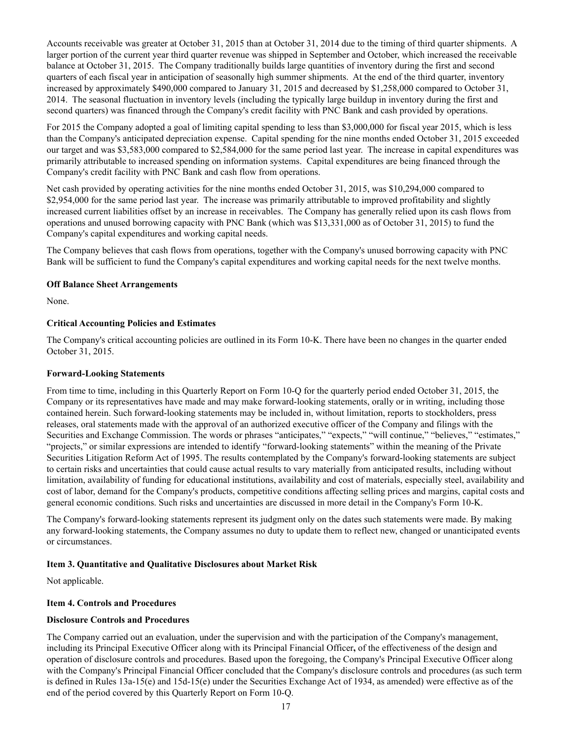Accounts receivable was greater at October 31, 2015 than at October 31, 2014 due to the timing of third quarter shipments. A larger portion of the current year third quarter revenue was shipped in September and October, which increased the receivable balance at October 31, 2015. The Company traditionally builds large quantities of inventory during the first and second quarters of each fiscal year in anticipation of seasonally high summer shipments. At the end of the third quarter, inventory increased by approximately $490,000 compared to January 31, 2015 and decreased by $1,258,000 compared to October 31, 2014. The seasonal fluctuation in inventory levels (including the typically large buildup in inventory during the first and second quarters) was financed through the Company's credit facility with PNC Bank and cash provided by operations.

For 2015 the Company adopted a goal of limiting capital spending to less than $3,000,000 for fiscal year 2015, which is less than the Company's anticipated depreciation expense. Capital spending for the nine months ended October 31, 2015 exceeded our target and was $3,583,000 compared to $2,584,000 for the same period last year. The increase in capital expenditures was primarily attributable to increased spending on information systems. Capital expenditures are being financed through the Company's credit facility with PNC Bank and cash flow from operations.

Net cash provided by operating activities for the nine months ended October 31, 2015, was $10,294,000 compared to $2,954,000 for the same period last year. The increase was primarily attributable to improved profitability and slightly increased current liabilities offset by an increase in receivables. The Company has generally relied upon its cash flows from operations and unused borrowing capacity with PNC Bank (which was $13,331,000 as of October 31, 2015) to fund the Company's capital expenditures and working capital needs.

The Company believes that cash flows from operations, together with the Company's unused borrowing capacity with PNC Bank will be sufficient to fund the Company's capital expenditures and working capital needs for the next twelve months.

**Off Balance Sheet Arrangements**

None.

**Critical Accounting Policies and Estimates**

The Company's critical accounting policies are outlined in its Form 10-K. There have been no changes in the quarter ended October 31, 2015.

**Forward-Looking Statements**

From time to time, including in this Quarterly Report on Form 10-Q for the quarterly period ended October 31, 2015, the Company or its representatives have made and may make forward-looking statements, orally or in writing, including those contained herein. Such forward-looking statements may be included in, without limitation, reports to stockholders, press releases, oral statements made with the approval of an authorized executive officer of the Company and filings with the Securities and Exchange Commission. The words or phrases “anticipates,” “expects,” “will continue,” “believes,” “estimates,” “projects,” or similar expressions are intended to identify “forward-looking statements” within the meaning of the Private Securities Litigation Reform Act of 1995. The results contemplated by the Company's forward-looking statements are subject to certain risks and uncertainties that could cause actual results to vary materially from anticipated results, including without limitation, availability of funding for educational institutions, availability and cost of materials, especially steel, availability and cost of labor, demand for the Company's products, competitive conditions affecting selling prices and margins, capital costs and general economic conditions. Such risks and uncertainties are discussed in more detail in the Company's Form 10-K.

The Company's forward-looking statements represent its judgment only on the dates such statements were made. By making any forward-looking statements, the Company assumes no duty to update them to reflect new, changed or unanticipated events or circumstances.

**Item 3. Quantitative and Qualitative Disclosures about Market Risk**

Not applicable.

**Item 4. Controls and Procedures**

**Disclosure Controls and Procedures**

The Company carried out an evaluation, under the supervision and with the participation of the Company's management, including its Principal Executive Officer along with its Principal Financial Officer**,** of the effectiveness of the design and operation of disclosure controls and procedures. Based upon the foregoing, the Company's Principal Executive Officer along with the Company's Principal Financial Officer concluded that the Company's disclosure controls and procedures (as such term is defined in Rules 13a-15(e) and 15d-15(e) under the Securities Exchange Act of 1934, as amended) were effective as of the end of the period covered by this Quarterly Report on Form 10-Q.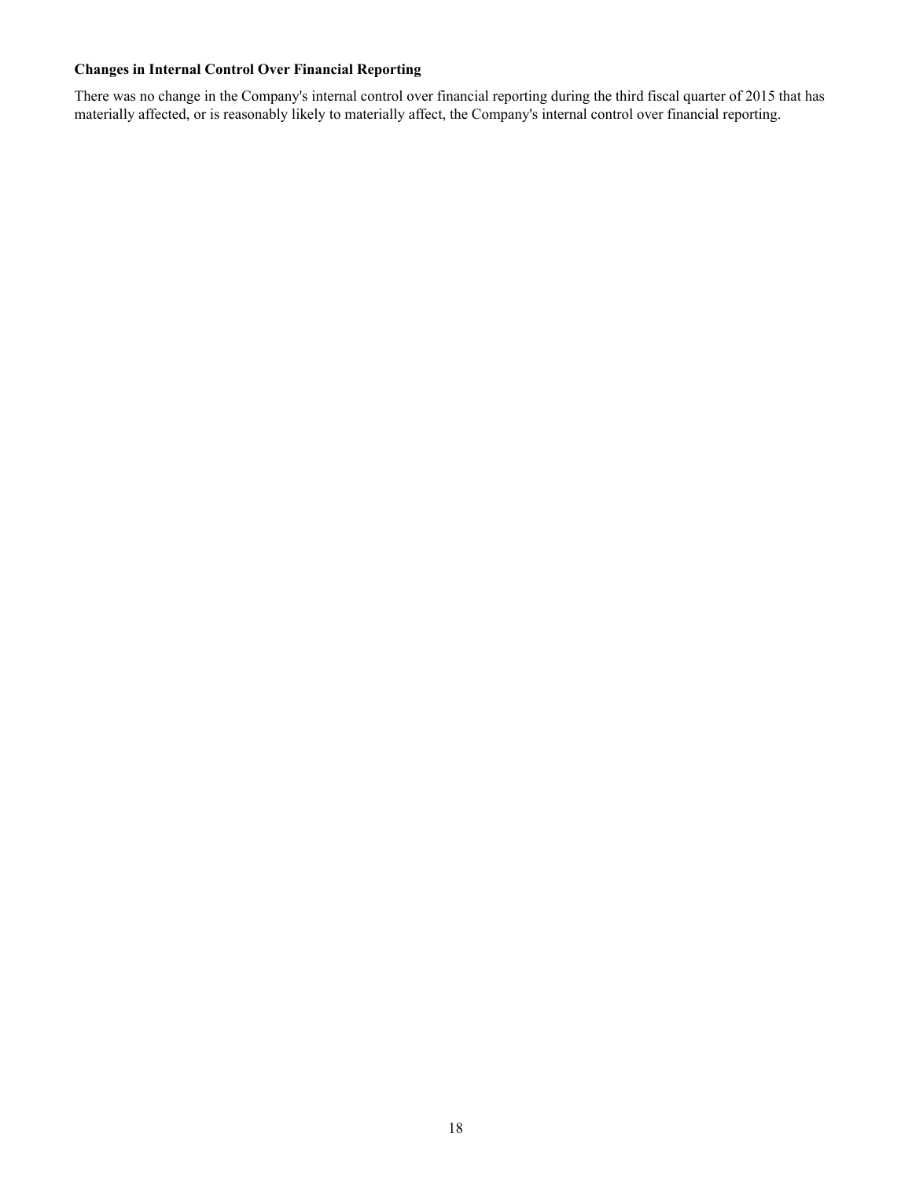**Changes in Internal Control Over Financial Reporting**

There was no change in the Company's internal control over financial reporting during the third fiscal quarter of 2015 that has materially affected, or is reasonably likely to materially affect, the Company's internal control over financial reporting.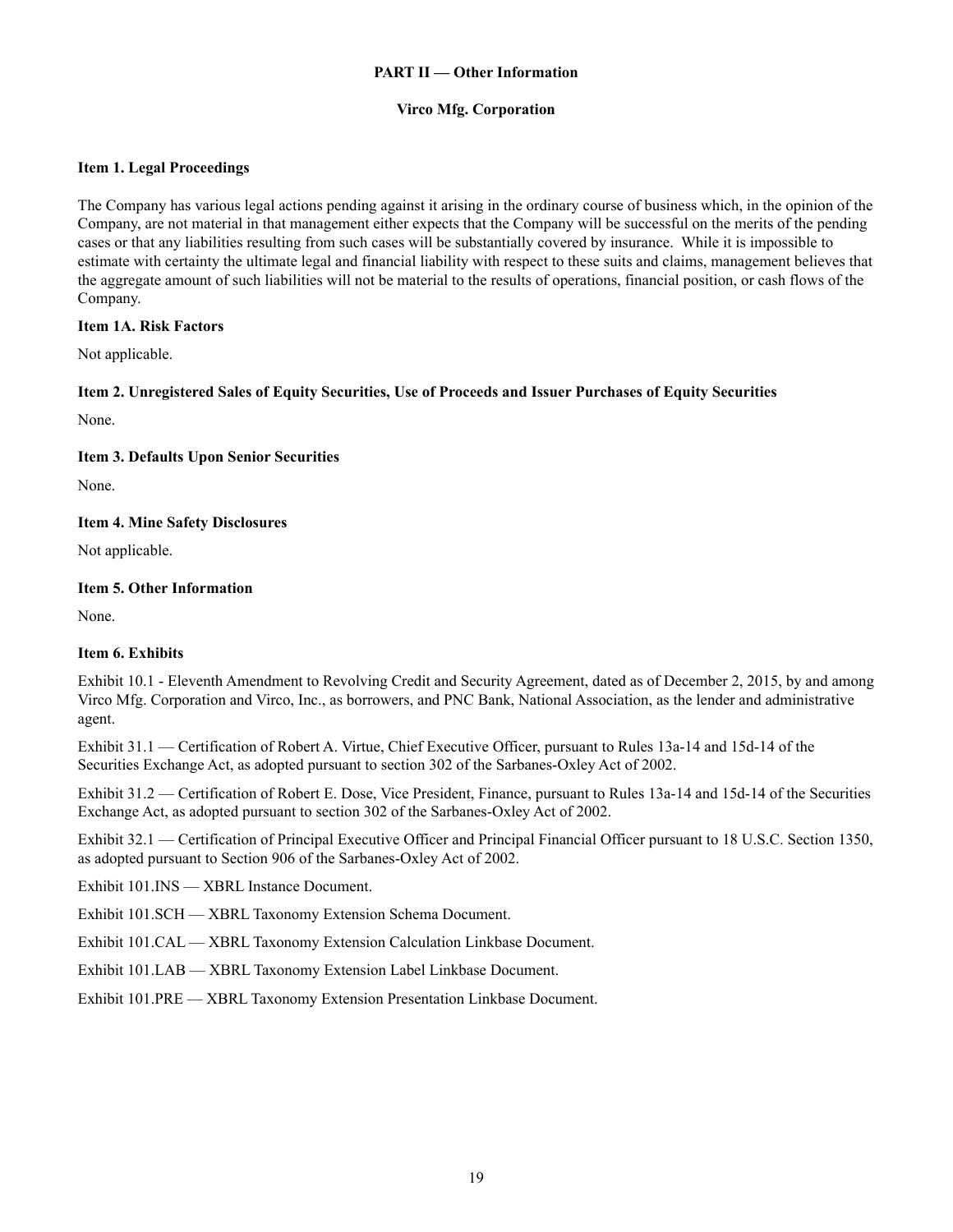## PART II — Other Information

## Virco Mfg. Corporation

### Item 1. Legal Proceedings

The Company has various legal actions pending against it arising in the ordinary course of business which, in the opinion of the Company, are not material in that management either expects that the Company will be successful on the merits of the pending cases or that any liabilities resulting from such cases will be substantially covered by insurance. While it is impossible to estimate with certainty the ultimate legal and financial liability with respect to these suits and claims, management believes that the aggregate amount of such liabilities will not be material to the results of operations, financial position, or cash flows of the Company.

### Item 1A. Risk Factors

Not applicable.

### Item 2. Unregistered Sales of Equity Securities, Use of Proceeds and Issuer Purchases of Equity Securities

None.

### Item 3. Defaults Upon Senior Securities

None.

### Item 4. Mine Safety Disclosures

Not applicable.

### Item 5. Other Information

None.

### Item 6. Exhibits

Exhibit 10.1 - Eleventh Amendment to Revolving Credit and Security Agreement, dated as of December 2, 2015, by and among Virco Mfg. Corporation and Virco, Inc., as borrowers, and PNC Bank, National Association, as the lender and administrative agent.

Exhibit 31.1 — Certification of Robert A. Virtue, Chief Executive Officer, pursuant to Rules 13a-14 and 15d-14 of the Securities Exchange Act, as adopted pursuant to section 302 of the Sarbanes-Oxley Act of 2002.

Exhibit 31.2 — Certification of Robert E. Dose, Vice President, Finance, pursuant to Rules 13a-14 and 15d-14 of the Securities Exchange Act, as adopted pursuant to section 302 of the Sarbanes-Oxley Act of 2002.

Exhibit 32.1 — Certification of Principal Executive Officer and Principal Financial Officer pursuant to 18 U.S.C. Section 1350, as adopted pursuant to Section 906 of the Sarbanes-Oxley Act of 2002.

Exhibit 101.INS — XBRL Instance Document.

Exhibit 101.SCH — XBRL Taxonomy Extension Schema Document.

Exhibit 101.CAL — XBRL Taxonomy Extension Calculation Linkbase Document.

Exhibit 101.LAB — XBRL Taxonomy Extension Label Linkbase Document.

Exhibit 101.PRE — XBRL Taxonomy Extension Presentation Linkbase Document.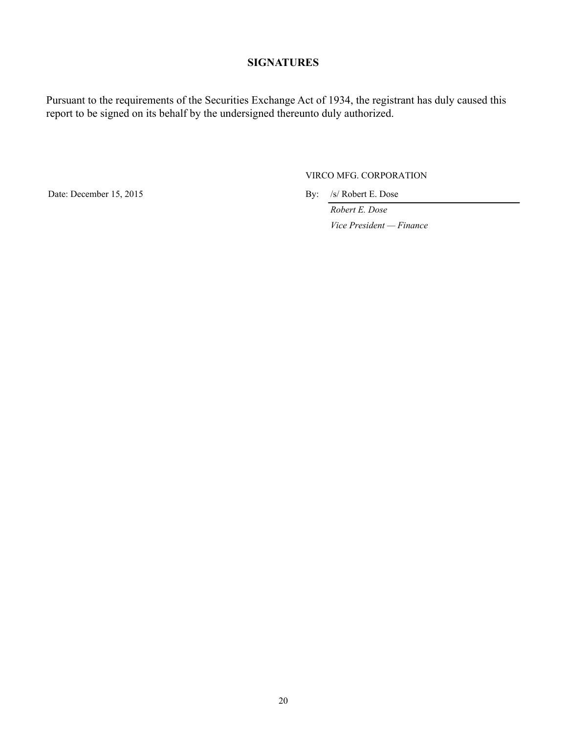## SIGNATURES

Pursuant to the requirements of the Securities Exchange Act of 1934, the registrant has duly caused this report to be signed on its behalf by the undersigned thereunto duly authorized.

VIRCO MFG. CORPORATION

Date: December 15, 2015

By: /s/ Robert E. Dose

*Robert E. Dose*

*Vice President — Finance*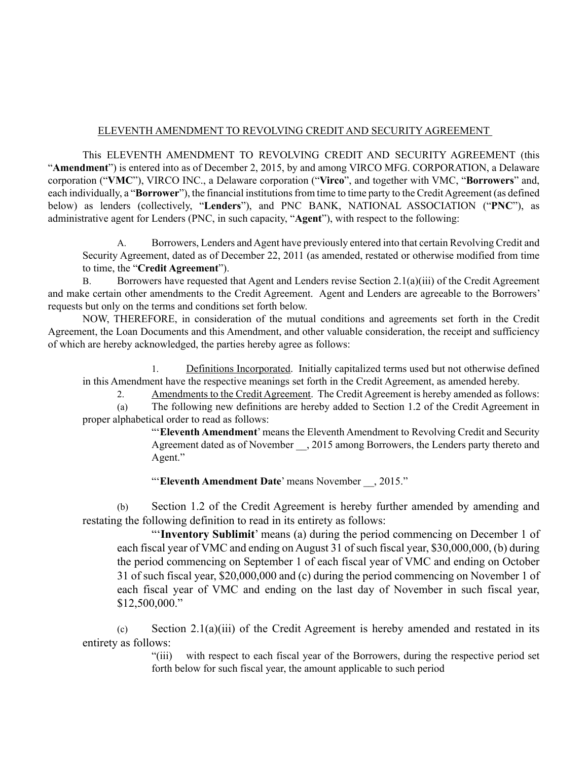ELEVENTH AMENDMENT TO REVOLVING CREDIT AND SECURITY AGREEMENT

This ELEVENTH AMENDMENT TO REVOLVING CREDIT AND SECURITY AGREEMENT (this "**Amendment**") is entered into as of December 2, 2015, by and among VIRCO MFG. CORPORATION, a Delaware corporation ("**VMC**"), VIRCO INC., a Delaware corporation ("**Virco**", and together with VMC, "**Borrowers**" and, each individually, a "**Borrower**"), the financial institutions from time to time party to the Credit Agreement (as defined below) as lenders (collectively, "**Lenders**"), and PNC BANK, NATIONAL ASSOCIATION ("**PNC**"), as administrative agent for Lenders (PNC, in such capacity, "**Agent**"), with respect to the following:

A. Borrowers, Lenders and Agent have previously entered into that certain Revolving Credit and Security Agreement, dated as of December 22, 2011 (as amended, restated or otherwise modified from time to time, the "**Credit Agreement**").

B. Borrowers have requested that Agent and Lenders revise Section 2.1(a)(iii) of the Credit Agreement and make certain other amendments to the Credit Agreement. Agent and Lenders are agreeable to the Borrowers' requests but only on the terms and conditions set forth below.

NOW, THEREFORE, in consideration of the mutual conditions and agreements set forth in the Credit Agreement, the Loan Documents and this Amendment, and other valuable consideration, the receipt and sufficiency of which are hereby acknowledged, the parties hereby agree as follows:

1. Definitions Incorporated. Initially capitalized terms used but not otherwise defined in this Amendment have the respective meanings set forth in the Credit Agreement, as amended hereby.

2. Amendments to the Credit Agreement. The Credit Agreement is hereby amended as follows:

(a) The following new definitions are hereby added to Section 1.2 of the Credit Agreement in proper alphabetical order to read as follows:

> "'**Eleventh Amendment**' means the Eleventh Amendment to Revolving Credit and Security Agreement dated as of November __, 2015 among Borrowers, the Lenders party thereto and Agent."
>
> "'**Eleventh Amendment Date**' means November __, 2015."

(b) Section 1.2 of the Credit Agreement is hereby further amended by amending and restating the following definition to read in its entirety as follows:

> "'**Inventory Sublimit**' means (a) during the period commencing on December 1 of each fiscal year of VMC and ending on August 31 of such fiscal year, $30,000,000, (b) during the period commencing on September 1 of each fiscal year of VMC and ending on October 31 of such fiscal year, $20,000,000 and (c) during the period commencing on November 1 of each fiscal year of VMC and ending on the last day of November in such fiscal year, $12,500,000."

(c) Section 2.1(a)(iii) of the Credit Agreement is hereby amended and restated in its entirety as follows:

> "(iii) with respect to each fiscal year of the Borrowers, during the respective period set forth below for such fiscal year, the amount applicable to such period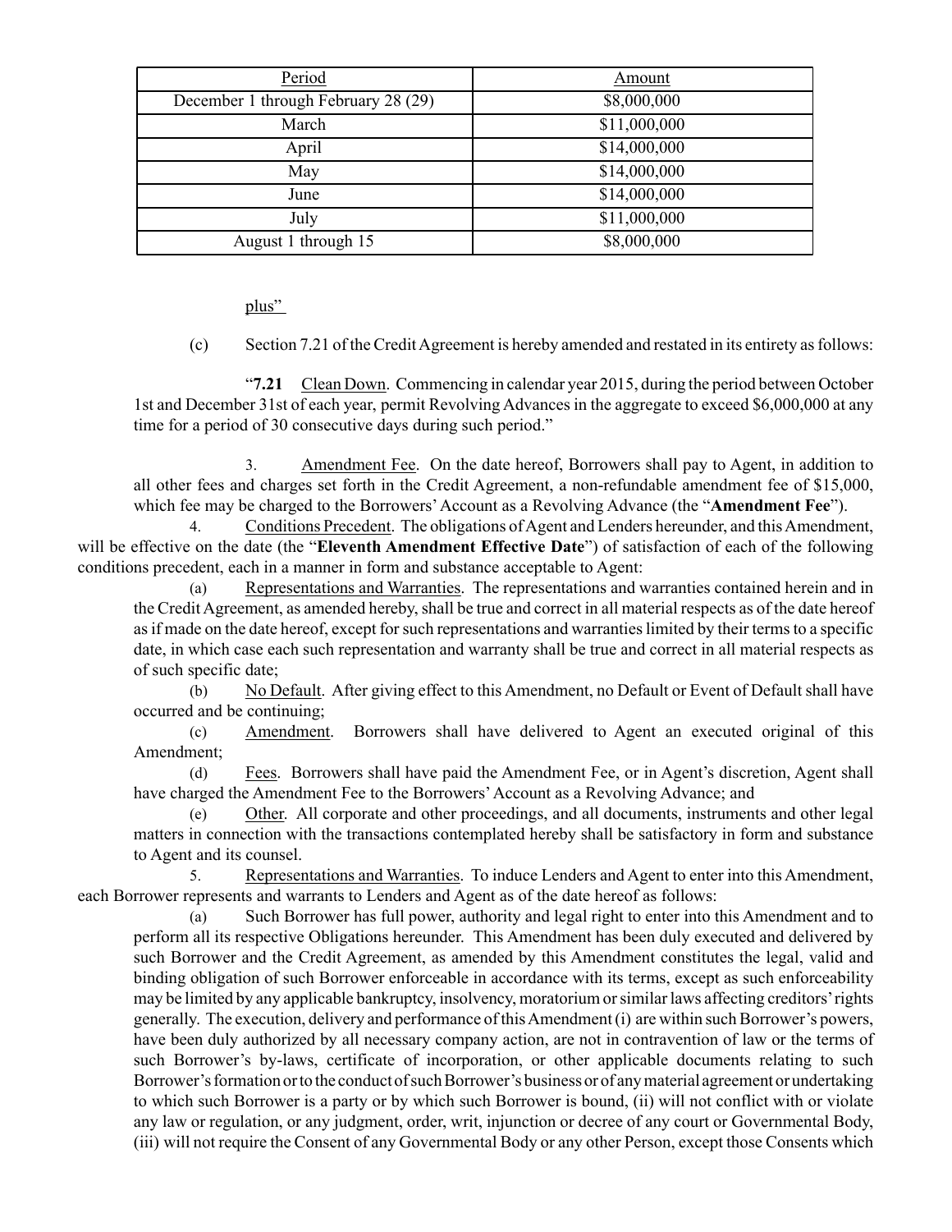| Period | Amount |
|---|---|
| December 1 through February 28 (29) | $8,000,000 |
| March | $11,000,000 |
| April | $14,000,000 |
| May | $14,000,000 |
| June | $14,000,000 |
| July | $11,000,000 |
| August 1 through 15 | $8,000,000 |

plus"

(c) Section 7.21 of the Credit Agreement is hereby amended and restated in its entirety as follows:

"**7.21** Clean Down. Commencing in calendar year 2015, during the period between October 1st and December 31st of each year, permit Revolving Advances in the aggregate to exceed $6,000,000 at any time for a period of 30 consecutive days during such period."

3. Amendment Fee. On the date hereof, Borrowers shall pay to Agent, in addition to all other fees and charges set forth in the Credit Agreement, a non-refundable amendment fee of $15,000, which fee may be charged to the Borrowers' Account as a Revolving Advance (the "**Amendment Fee**").

4. Conditions Precedent. The obligations of Agent and Lenders hereunder, and this Amendment, will be effective on the date (the "**Eleventh Amendment Effective Date**") of satisfaction of each of the following conditions precedent, each in a manner in form and substance acceptable to Agent:

(a) Representations and Warranties. The representations and warranties contained herein and in the Credit Agreement, as amended hereby, shall be true and correct in all material respects as of the date hereof as if made on the date hereof, except for such representations and warranties limited by their terms to a specific date, in which case each such representation and warranty shall be true and correct in all material respects as of such specific date;

(b) No Default. After giving effect to this Amendment, no Default or Event of Default shall have occurred and be continuing;

(c) Amendment. Borrowers shall have delivered to Agent an executed original of this Amendment;

(d) Fees. Borrowers shall have paid the Amendment Fee, or in Agent's discretion, Agent shall have charged the Amendment Fee to the Borrowers' Account as a Revolving Advance; and

(e) Other. All corporate and other proceedings, and all documents, instruments and other legal matters in connection with the transactions contemplated hereby shall be satisfactory in form and substance to Agent and its counsel.

5. Representations and Warranties. To induce Lenders and Agent to enter into this Amendment, each Borrower represents and warrants to Lenders and Agent as of the date hereof as follows:

(a) Such Borrower has full power, authority and legal right to enter into this Amendment and to perform all its respective Obligations hereunder. This Amendment has been duly executed and delivered by such Borrower and the Credit Agreement, as amended by this Amendment constitutes the legal, valid and binding obligation of such Borrower enforceable in accordance with its terms, except as such enforceability may be limited by any applicable bankruptcy, insolvency, moratorium or similar laws affecting creditors' rights generally. The execution, delivery and performance of this Amendment (i) are within such Borrower's powers, have been duly authorized by all necessary company action, are not in contravention of law or the terms of such Borrower's by-laws, certificate of incorporation, or other applicable documents relating to such Borrower's formation or to the conduct of such Borrower's business or of any material agreement or undertaking to which such Borrower is a party or by which such Borrower is bound, (ii) will not conflict with or violate any law or regulation, or any judgment, order, writ, injunction or decree of any court or Governmental Body, (iii) will not require the Consent of any Governmental Body or any other Person, except those Consents which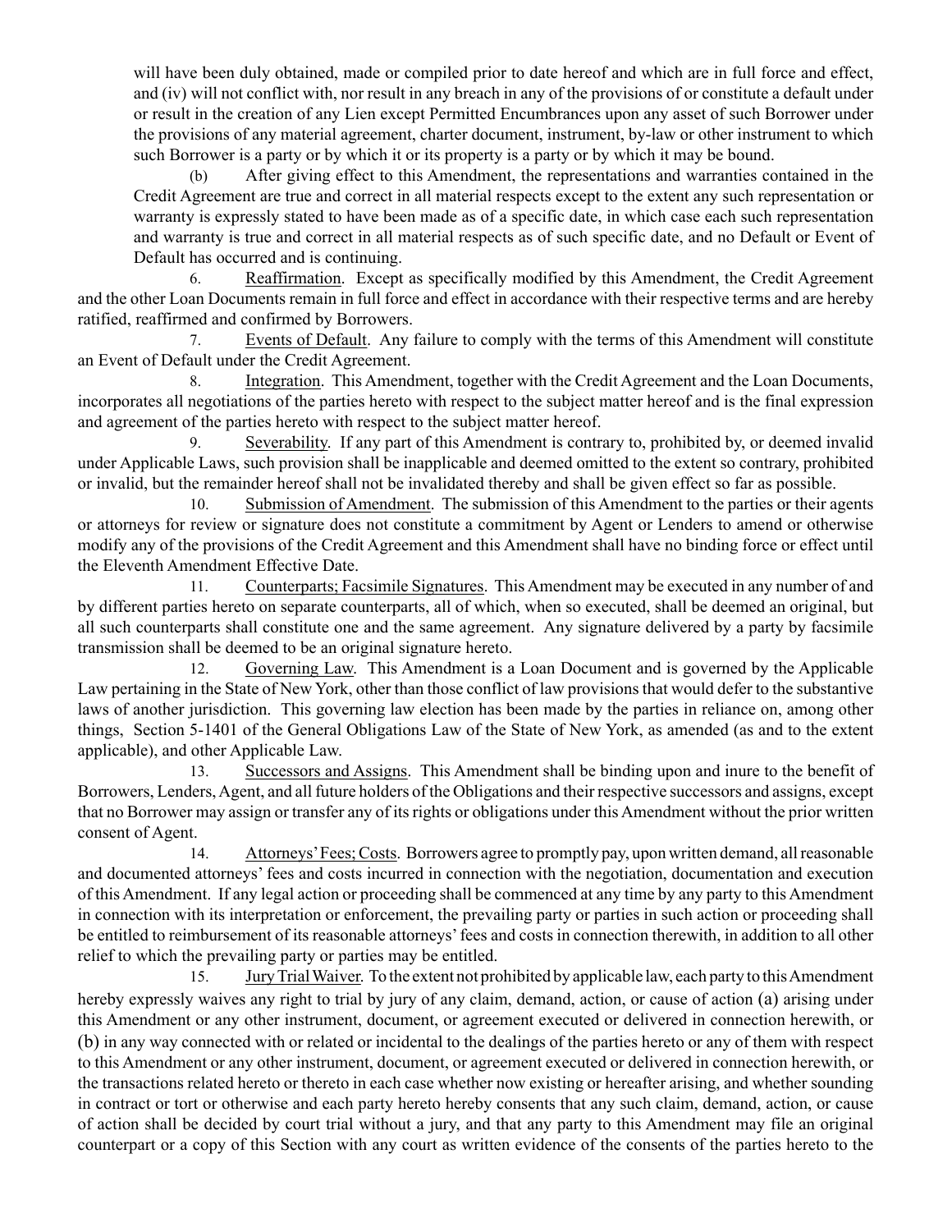will have been duly obtained, made or compiled prior to date hereof and which are in full force and effect, and (iv) will not conflict with, nor result in any breach in any of the provisions of or constitute a default under or result in the creation of any Lien except Permitted Encumbrances upon any asset of such Borrower under the provisions of any material agreement, charter document, instrument, by-law or other instrument to which such Borrower is a party or by which it or its property is a party or by which it may be bound.

(b) After giving effect to this Amendment, the representations and warranties contained in the Credit Agreement are true and correct in all material respects except to the extent any such representation or warranty is expressly stated to have been made as of a specific date, in which case each such representation and warranty is true and correct in all material respects as of such specific date, and no Default or Event of Default has occurred and is continuing.

6. Reaffirmation. Except as specifically modified by this Amendment, the Credit Agreement and the other Loan Documents remain in full force and effect in accordance with their respective terms and are hereby ratified, reaffirmed and confirmed by Borrowers.

7. Events of Default. Any failure to comply with the terms of this Amendment will constitute an Event of Default under the Credit Agreement.

8. Integration. This Amendment, together with the Credit Agreement and the Loan Documents, incorporates all negotiations of the parties hereto with respect to the subject matter hereof and is the final expression and agreement of the parties hereto with respect to the subject matter hereof.

9. Severability. If any part of this Amendment is contrary to, prohibited by, or deemed invalid under Applicable Laws, such provision shall be inapplicable and deemed omitted to the extent so contrary, prohibited or invalid, but the remainder hereof shall not be invalidated thereby and shall be given effect so far as possible.

10. Submission of Amendment. The submission of this Amendment to the parties or their agents or attorneys for review or signature does not constitute a commitment by Agent or Lenders to amend or otherwise modify any of the provisions of the Credit Agreement and this Amendment shall have no binding force or effect until the Eleventh Amendment Effective Date.

11. Counterparts; Facsimile Signatures. This Amendment may be executed in any number of and by different parties hereto on separate counterparts, all of which, when so executed, shall be deemed an original, but all such counterparts shall constitute one and the same agreement. Any signature delivered by a party by facsimile transmission shall be deemed to be an original signature hereto.

12. Governing Law. This Amendment is a Loan Document and is governed by the Applicable Law pertaining in the State of New York, other than those conflict of law provisions that would defer to the substantive laws of another jurisdiction. This governing law election has been made by the parties in reliance on, among other things, Section 5-1401 of the General Obligations Law of the State of New York, as amended (as and to the extent applicable), and other Applicable Law.

13. Successors and Assigns. This Amendment shall be binding upon and inure to the benefit of Borrowers, Lenders, Agent, and all future holders of the Obligations and their respective successors and assigns, except that no Borrower may assign or transfer any of its rights or obligations under this Amendment without the prior written consent of Agent.

14. Attorneys' Fees; Costs. Borrowers agree to promptly pay, upon written demand, all reasonable and documented attorneys' fees and costs incurred in connection with the negotiation, documentation and execution of this Amendment. If any legal action or proceeding shall be commenced at any time by any party to this Amendment in connection with its interpretation or enforcement, the prevailing party or parties in such action or proceeding shall be entitled to reimbursement of its reasonable attorneys' fees and costs in connection therewith, in addition to all other relief to which the prevailing party or parties may be entitled.

15. Jury Trial Waiver. To the extent not prohibited by applicable law, each party to this Amendment hereby expressly waives any right to trial by jury of any claim, demand, action, or cause of action (a) arising under this Amendment or any other instrument, document, or agreement executed or delivered in connection herewith, or (b) in any way connected with or related or incidental to the dealings of the parties hereto or any of them with respect to this Amendment or any other instrument, document, or agreement executed or delivered in connection herewith, or the transactions related hereto or thereto in each case whether now existing or hereafter arising, and whether sounding in contract or tort or otherwise and each party hereto hereby consents that any such claim, demand, action, or cause of action shall be decided by court trial without a jury, and that any party to this Amendment may file an original counterpart or a copy of this Section with any court as written evidence of the consents of the parties hereto to the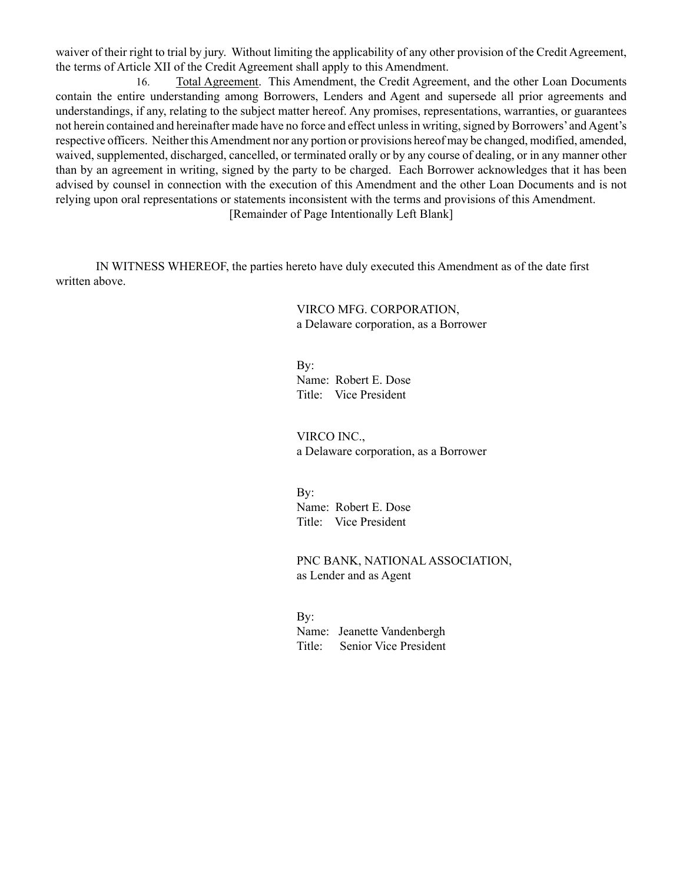waiver of their right to trial by jury. Without limiting the applicability of any other provision of the Credit Agreement, the terms of Article XII of the Credit Agreement shall apply to this Amendment.

16. Total Agreement. This Amendment, the Credit Agreement, and the other Loan Documents contain the entire understanding among Borrowers, Lenders and Agent and supersede all prior agreements and understandings, if any, relating to the subject matter hereof. Any promises, representations, warranties, or guarantees not herein contained and hereinafter made have no force and effect unless in writing, signed by Borrowers' and Agent's respective officers. Neither this Amendment nor any portion or provisions hereof may be changed, modified, amended, waived, supplemented, discharged, cancelled, or terminated orally or by any course of dealing, or in any manner other than by an agreement in writing, signed by the party to be charged. Each Borrower acknowledges that it has been advised by counsel in connection with the execution of this Amendment and the other Loan Documents and is not relying upon oral representations or statements inconsistent with the terms and provisions of this Amendment.

[Remainder of Page Intentionally Left Blank]

IN WITNESS WHEREOF, the parties hereto have duly executed this Amendment as of the date first written above.

VIRCO MFG. CORPORATION,
a Delaware corporation, as a Borrower

By:
Name: Robert E. Dose
Title: Vice President

VIRCO INC.,
a Delaware corporation, as a Borrower

By:
Name: Robert E. Dose
Title: Vice President

PNC BANK, NATIONAL ASSOCIATION,
as Lender and as Agent

By:
Name: Jeanette Vandenbergh
Title: Senior Vice President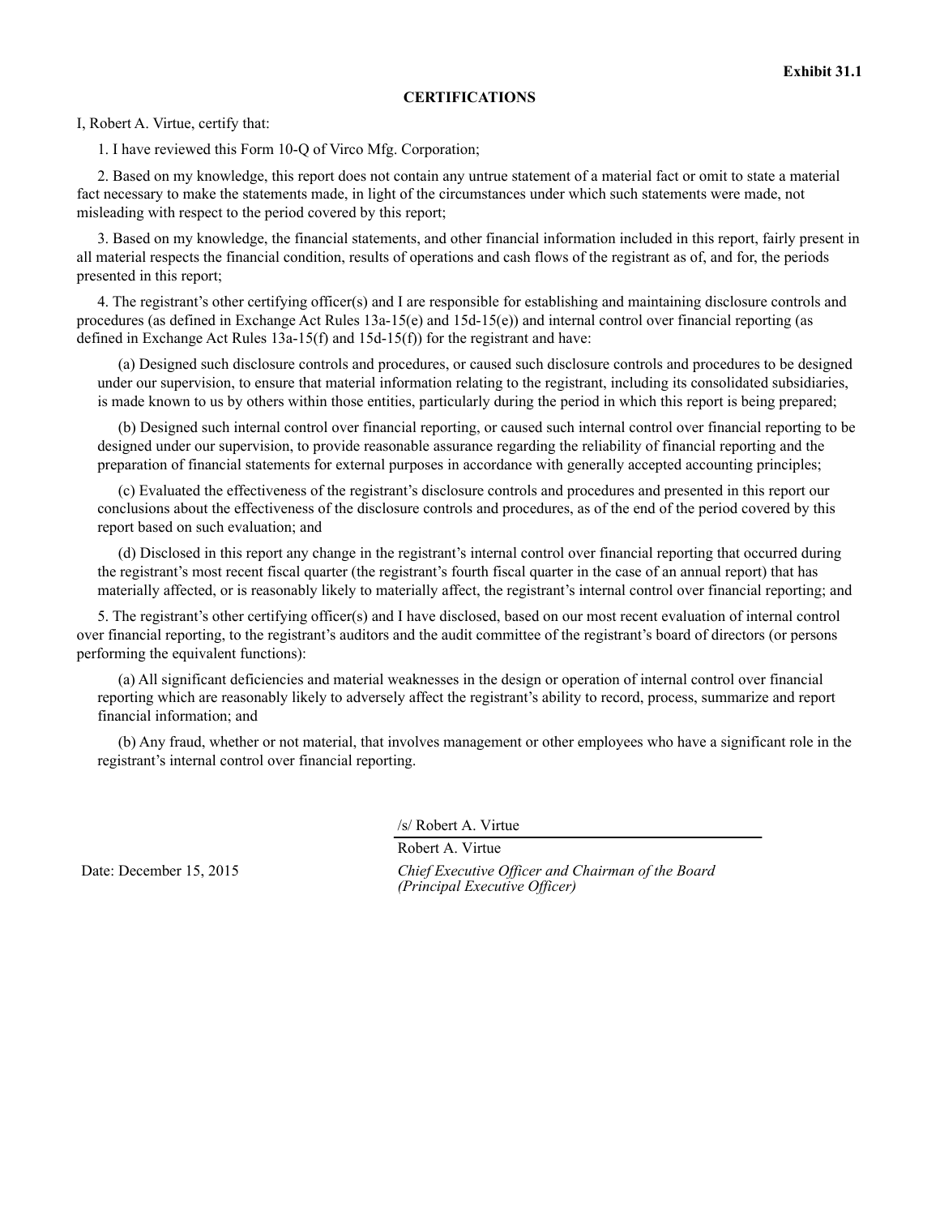**Exhibit 31.1**

**CERTIFICATIONS**

I, Robert A. Virtue, certify that:

1. I have reviewed this Form 10-Q of Virco Mfg. Corporation;

2. Based on my knowledge, this report does not contain any untrue statement of a material fact or omit to state a material fact necessary to make the statements made, in light of the circumstances under which such statements were made, not misleading with respect to the period covered by this report;

3. Based on my knowledge, the financial statements, and other financial information included in this report, fairly present in all material respects the financial condition, results of operations and cash flows of the registrant as of, and for, the periods presented in this report;

4. The registrant's other certifying officer(s) and I are responsible for establishing and maintaining disclosure controls and procedures (as defined in Exchange Act Rules 13a-15(e) and 15d-15(e)) and internal control over financial reporting (as defined in Exchange Act Rules 13a-15(f) and 15d-15(f)) for the registrant and have:

(a) Designed such disclosure controls and procedures, or caused such disclosure controls and procedures to be designed under our supervision, to ensure that material information relating to the registrant, including its consolidated subsidiaries, is made known to us by others within those entities, particularly during the period in which this report is being prepared;

(b) Designed such internal control over financial reporting, or caused such internal control over financial reporting to be designed under our supervision, to provide reasonable assurance regarding the reliability of financial reporting and the preparation of financial statements for external purposes in accordance with generally accepted accounting principles;

(c) Evaluated the effectiveness of the registrant's disclosure controls and procedures and presented in this report our conclusions about the effectiveness of the disclosure controls and procedures, as of the end of the period covered by this report based on such evaluation; and

(d) Disclosed in this report any change in the registrant's internal control over financial reporting that occurred during the registrant's most recent fiscal quarter (the registrant's fourth fiscal quarter in the case of an annual report) that has materially affected, or is reasonably likely to materially affect, the registrant's internal control over financial reporting; and

5. The registrant's other certifying officer(s) and I have disclosed, based on our most recent evaluation of internal control over financial reporting, to the registrant's auditors and the audit committee of the registrant's board of directors (or persons performing the equivalent functions):

(a) All significant deficiencies and material weaknesses in the design or operation of internal control over financial reporting which are reasonably likely to adversely affect the registrant's ability to record, process, summarize and report financial information; and

(b) Any fraud, whether or not material, that involves management or other employees who have a significant role in the registrant's internal control over financial reporting.

/s/ Robert A. Virtue

Robert A. Virtue

Date: December 15, 2015

*Chief Executive Officer and Chairman of the Board*
*(Principal Executive Officer)*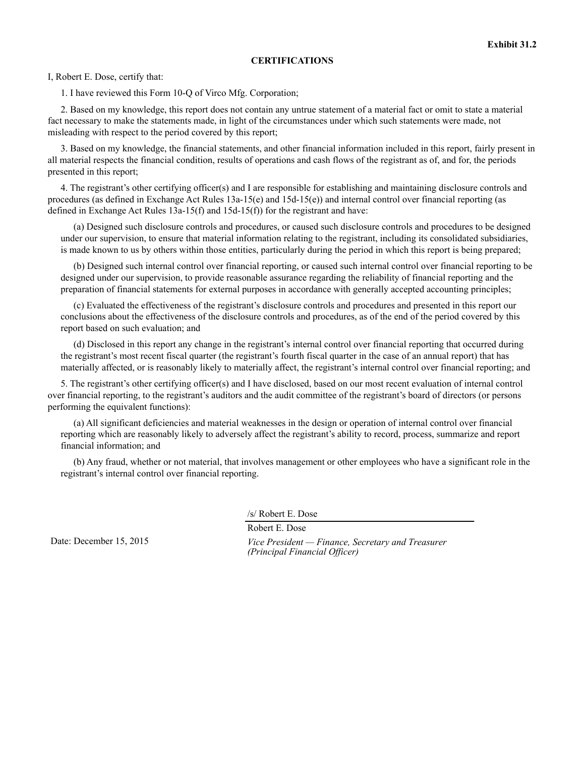**Exhibit 31.2**

**CERTIFICATIONS**

I, Robert E. Dose, certify that:

1. I have reviewed this Form 10-Q of Virco Mfg. Corporation;

2. Based on my knowledge, this report does not contain any untrue statement of a material fact or omit to state a material fact necessary to make the statements made, in light of the circumstances under which such statements were made, not misleading with respect to the period covered by this report;

3. Based on my knowledge, the financial statements, and other financial information included in this report, fairly present in all material respects the financial condition, results of operations and cash flows of the registrant as of, and for, the periods presented in this report;

4. The registrant's other certifying officer(s) and I are responsible for establishing and maintaining disclosure controls and procedures (as defined in Exchange Act Rules 13a-15(e) and 15d-15(e)) and internal control over financial reporting (as defined in Exchange Act Rules 13a-15(f) and 15d-15(f)) for the registrant and have:

(a) Designed such disclosure controls and procedures, or caused such disclosure controls and procedures to be designed under our supervision, to ensure that material information relating to the registrant, including its consolidated subsidiaries, is made known to us by others within those entities, particularly during the period in which this report is being prepared;

(b) Designed such internal control over financial reporting, or caused such internal control over financial reporting to be designed under our supervision, to provide reasonable assurance regarding the reliability of financial reporting and the preparation of financial statements for external purposes in accordance with generally accepted accounting principles;

(c) Evaluated the effectiveness of the registrant's disclosure controls and procedures and presented in this report our conclusions about the effectiveness of the disclosure controls and procedures, as of the end of the period covered by this report based on such evaluation; and

(d) Disclosed in this report any change in the registrant's internal control over financial reporting that occurred during the registrant's most recent fiscal quarter (the registrant's fourth fiscal quarter in the case of an annual report) that has materially affected, or is reasonably likely to materially affect, the registrant's internal control over financial reporting; and

5. The registrant's other certifying officer(s) and I have disclosed, based on our most recent evaluation of internal control over financial reporting, to the registrant's auditors and the audit committee of the registrant's board of directors (or persons performing the equivalent functions):

(a) All significant deficiencies and material weaknesses in the design or operation of internal control over financial reporting which are reasonably likely to adversely affect the registrant's ability to record, process, summarize and report financial information; and

(b) Any fraud, whether or not material, that involves management or other employees who have a significant role in the registrant's internal control over financial reporting.

/s/ Robert E. Dose

Robert E. Dose

Date: December 15, 2015

*Vice President — Finance, Secretary and Treasurer (Principal Financial Officer)*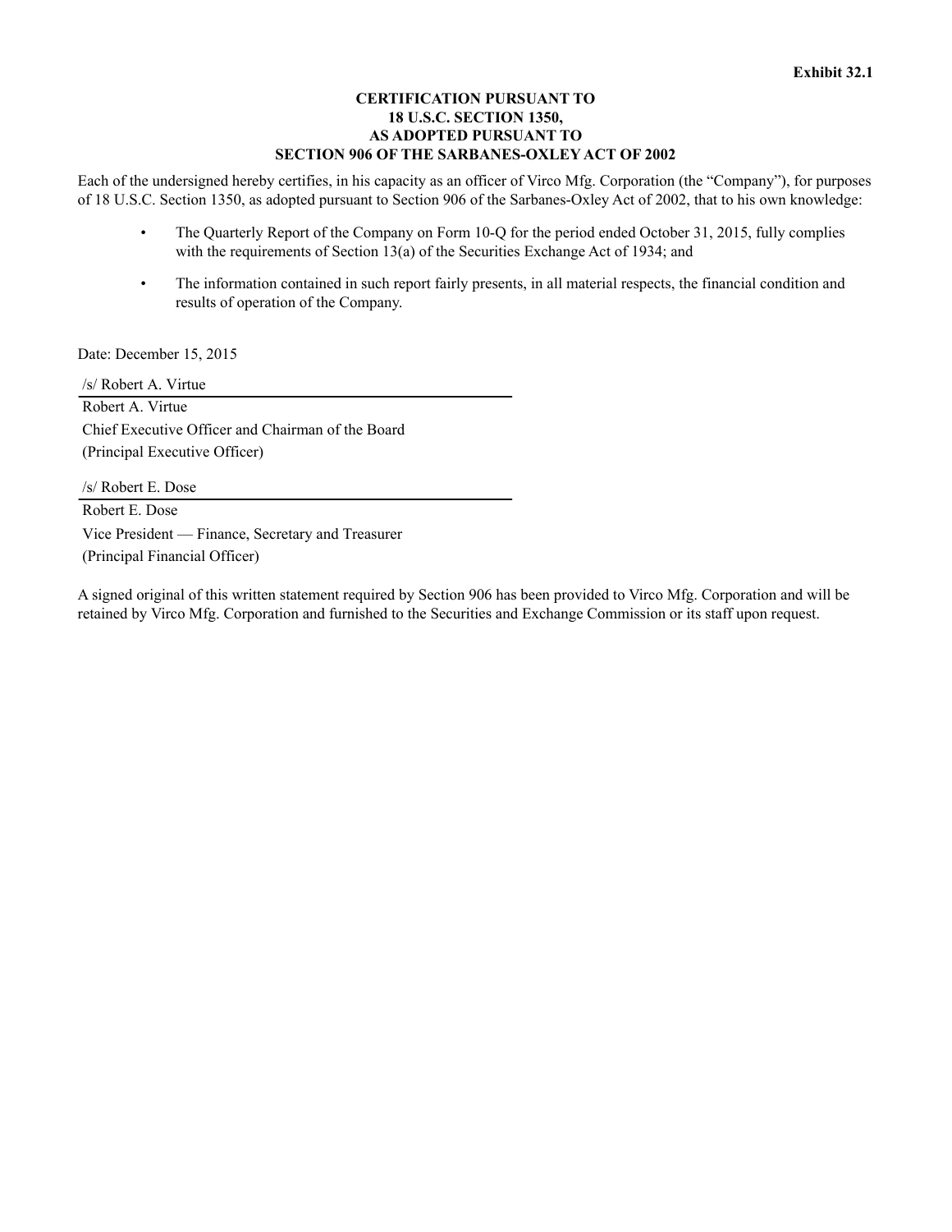**Exhibit 32.1**

**CERTIFICATION PURSUANT TO
18 U.S.C. SECTION 1350,
AS ADOPTED PURSUANT TO
SECTION 906 OF THE SARBANES-OXLEY ACT OF 2002**

Each of the undersigned hereby certifies, in his capacity as an officer of Virco Mfg. Corporation (the "Company"), for purposes of 18 U.S.C. Section 1350, as adopted pursuant to Section 906 of the Sarbanes-Oxley Act of 2002, that to his own knowledge:

- The Quarterly Report of the Company on Form 10-Q for the period ended October 31, 2015, fully complies with the requirements of Section 13(a) of the Securities Exchange Act of 1934; and
- The information contained in such report fairly presents, in all material respects, the financial condition and results of operation of the Company.

Date: December 15, 2015

/s/ Robert A. Virtue

Robert A. Virtue
Chief Executive Officer and Chairman of the Board
(Principal Executive Officer)

/s/ Robert E. Dose

Robert E. Dose
Vice President — Finance, Secretary and Treasurer
(Principal Financial Officer)

A signed original of this written statement required by Section 906 has been provided to Virco Mfg. Corporation and will be retained by Virco Mfg. Corporation and furnished to the Securities and Exchange Commission or its staff upon request.